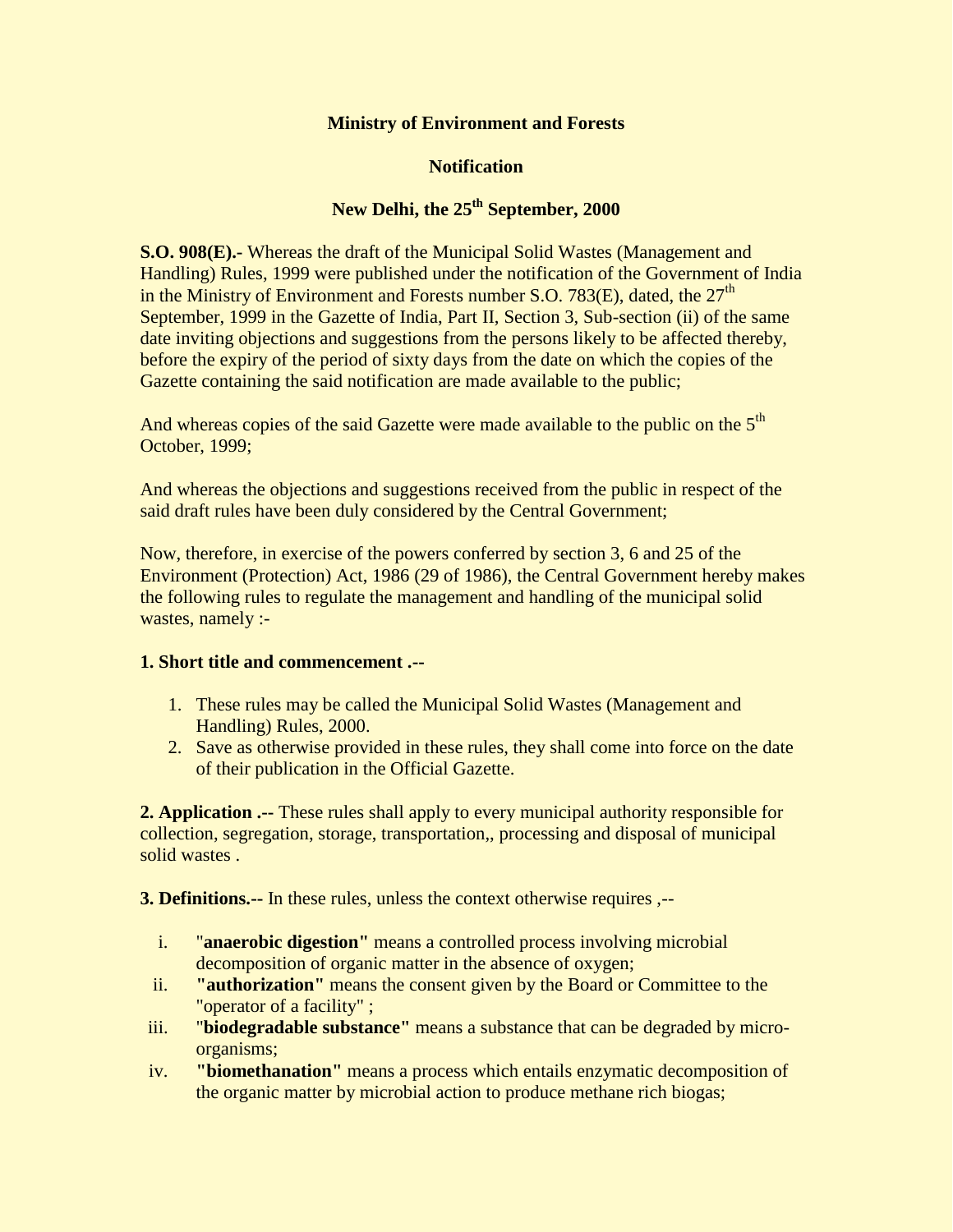**Ministry of Environment and Forests**

**Notification**

**New Delhi, the 25th September, 2000**

**S.O. 908(E).-** Whereas the draft of the Municipal Solid Wastes (Management and Handling) Rules, 1999 were published under the notification of the Government of India in the Ministry of Environment and Forests number S.O. 783(E), dated, the 27th September, 1999 in the Gazette of India, Part II, Section 3, Sub-section (ii) of the same date inviting objections and suggestions from the persons likely to be affected thereby, before the expiry of the period of sixty days from the date on which the copies of the Gazette containing the said notification are made available to the public;

And whereas copies of the said Gazette were made available to the public on the 5th October, 1999;

And whereas the objections and suggestions received from the public in respect of the said draft rules have been duly considered by the Central Government;

Now, therefore, in exercise of the powers conferred by section 3, 6 and 25 of the Environment (Protection) Act, 1986 (29 of 1986), the Central Government hereby makes the following rules to regulate the management and handling of the municipal solid wastes, namely :-

**1. Short title and commencement .--**

1. These rules may be called the Municipal Solid Wastes (Management and Handling) Rules, 2000.
2. Save as otherwise provided in these rules, they shall come into force on the date of their publication in the Official Gazette.

**2. Application .--** These rules shall apply to every municipal authority responsible for collection, segregation, storage, transportation,, processing and disposal of municipal solid wastes .

**3. Definitions.--** In these rules, unless the context otherwise requires ,--

i. "**anaerobic digestion"** means a controlled process involving microbial decomposition of organic matter in the absence of oxygen;
ii. **"authorization"** means the consent given by the Board or Committee to the "operator of a facility" ;
iii. "**biodegradable substance"** means a substance that can be degraded by micro-organisms;
iv. **"biomethanation"** means a process which entails enzymatic decomposition of the organic matter by microbial action to produce methane rich biogas;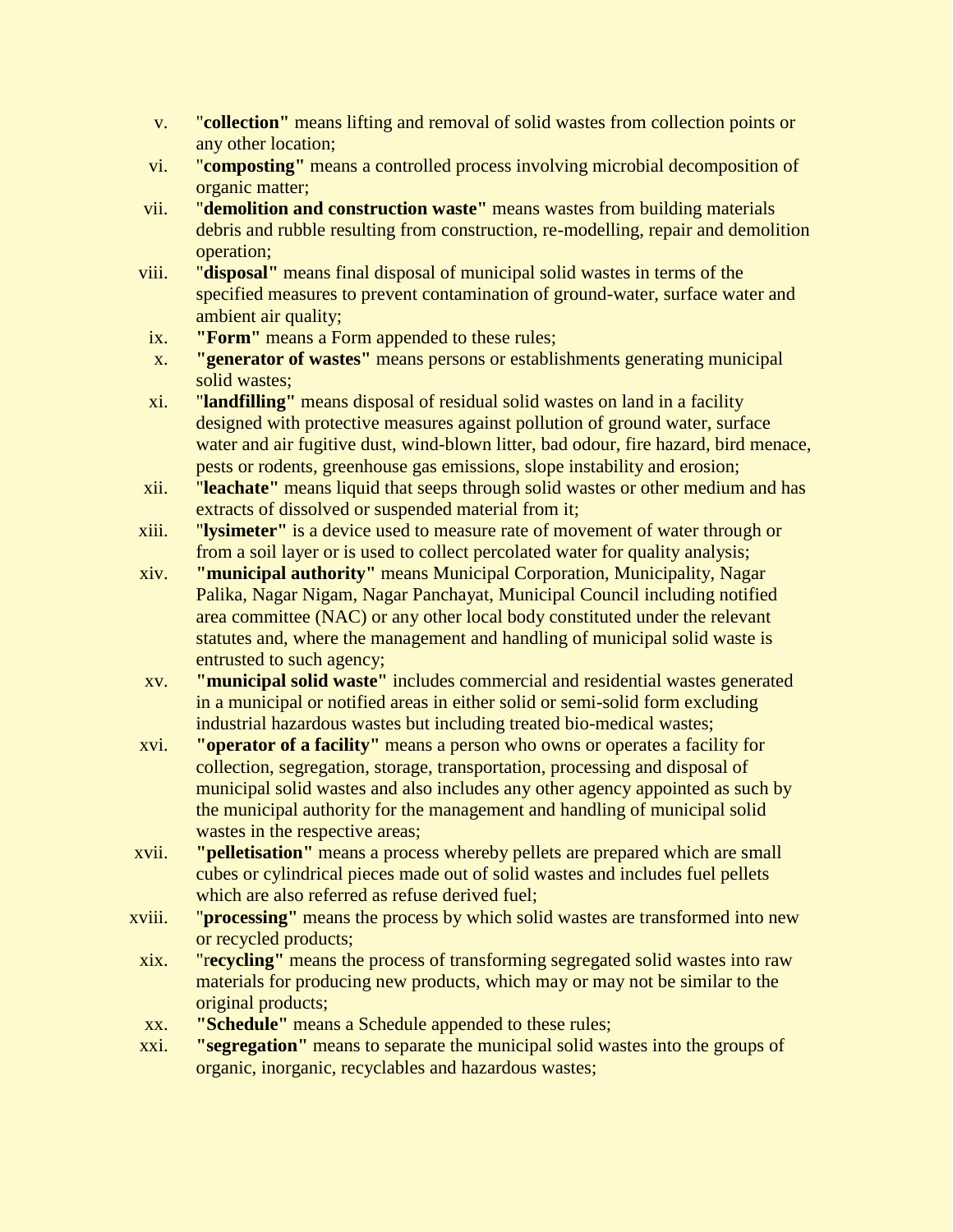v. "**collection"** means lifting and removal of solid wastes from collection points or any other location;

vi. "**composting"** means a controlled process involving microbial decomposition of organic matter;

vii. "**demolition and construction waste"** means wastes from building materials debris and rubble resulting from construction, re-modelling, repair and demolition operation;

viii. "**disposal"** means final disposal of municipal solid wastes in terms of the specified measures to prevent contamination of ground-water, surface water and ambient air quality;

ix. **"Form"** means a Form appended to these rules;

x. **"generator of wastes"** means persons or establishments generating municipal solid wastes;

xi. "**landfilling"** means disposal of residual solid wastes on land in a facility designed with protective measures against pollution of ground water, surface water and air fugitive dust, wind-blown litter, bad odour, fire hazard, bird menace, pests or rodents, greenhouse gas emissions, slope instability and erosion;

xii. "**leachate"** means liquid that seeps through solid wastes or other medium and has extracts of dissolved or suspended material from it;

xiii. "**lysimeter"** is a device used to measure rate of movement of water through or from a soil layer or is used to collect percolated water for quality analysis;

xiv. **"municipal authority"** means Municipal Corporation, Municipality, Nagar Palika, Nagar Nigam, Nagar Panchayat, Municipal Council including notified area committee (NAC) or any other local body constituted under the relevant statutes and, where the management and handling of municipal solid waste is entrusted to such agency;

xv. **"municipal solid waste"** includes commercial and residential wastes generated in a municipal or notified areas in either solid or semi-solid form excluding industrial hazardous wastes but including treated bio-medical wastes;

xvi. **"operator of a facility"** means a person who owns or operates a facility for collection, segregation, storage, transportation, processing and disposal of municipal solid wastes and also includes any other agency appointed as such by the municipal authority for the management and handling of municipal solid wastes in the respective areas;

xvii. **"pelletisation"** means a process whereby pellets are prepared which are small cubes or cylindrical pieces made out of solid wastes and includes fuel pellets which are also referred as refuse derived fuel;

xviii. "**processing"** means the process by which solid wastes are transformed into new or recycled products;

xix. "r**ecycling"** means the process of transforming segregated solid wastes into raw materials for producing new products, which may or may not be similar to the original products;

xx. **"Schedule"** means a Schedule appended to these rules;

xxi. **"segregation"** means to separate the municipal solid wastes into the groups of organic, inorganic, recyclables and hazardous wastes;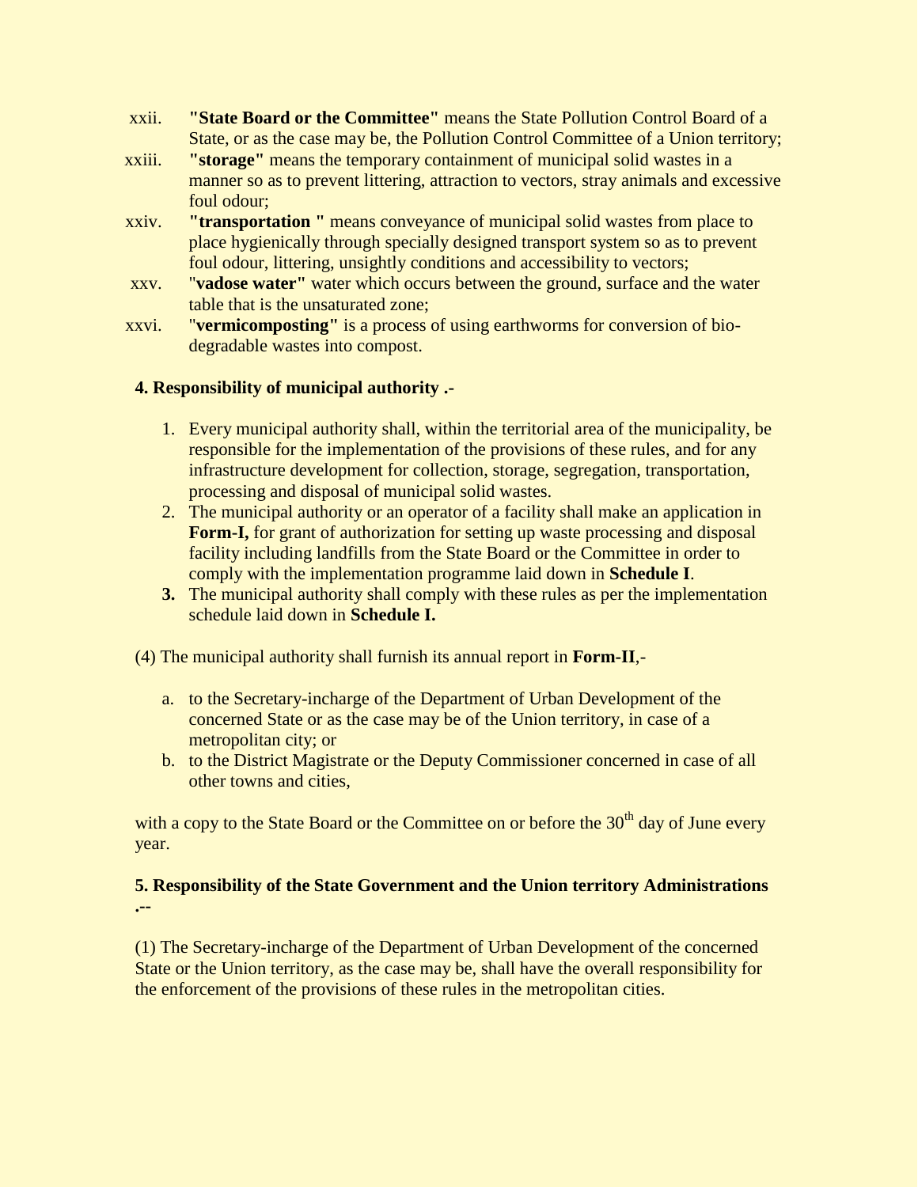xxii. **"State Board or the Committee"** means the State Pollution Control Board of a State, or as the case may be, the Pollution Control Committee of a Union territory;

xxiii. **"storage"** means the temporary containment of municipal solid wastes in a manner so as to prevent littering, attraction to vectors, stray animals and excessive foul odour;

xxiv. **"transportation "** means conveyance of municipal solid wastes from place to place hygienically through specially designed transport system so as to prevent foul odour, littering, unsightly conditions and accessibility to vectors;

xxv. "**vadose water"** water which occurs between the ground, surface and the water table that is the unsaturated zone;

xxvi. "**vermicomposting"** is a process of using earthworms for conversion of bio-degradable wastes into compost.

**4. Responsibility of municipal authority .-**

1. Every municipal authority shall, within the territorial area of the municipality, be responsible for the implementation of the provisions of these rules, and for any infrastructure development for collection, storage, segregation, transportation, processing and disposal of municipal solid wastes.
2. The municipal authority or an operator of a facility shall make an application in **Form-I,** for grant of authorization for setting up waste processing and disposal facility including landfills from the State Board or the Committee in order to comply with the implementation programme laid down in **Schedule I**.
3. The municipal authority shall comply with these rules as per the implementation schedule laid down in **Schedule I.**

(4) The municipal authority shall furnish its annual report in **Form-II**,-

a. to the Secretary-incharge of the Department of Urban Development of the concerned State or as the case may be of the Union territory, in case of a metropolitan city; or
b. to the District Magistrate or the Deputy Commissioner concerned in case of all other towns and cities,

with a copy to the State Board or the Committee on or before the 30th day of June every year.

**5. Responsibility of the State Government and the Union territory Administrations .--**

(1) The Secretary-incharge of the Department of Urban Development of the concerned State or the Union territory, as the case may be, shall have the overall responsibility for the enforcement of the provisions of these rules in the metropolitan cities.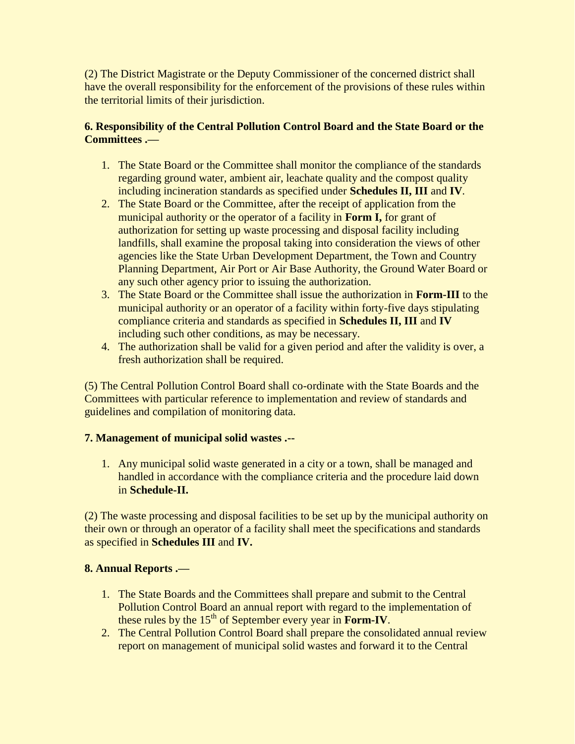(2) The District Magistrate or the Deputy Commissioner of the concerned district shall have the overall responsibility for the enforcement of the provisions of these rules within the territorial limits of their jurisdiction.

**6. Responsibility of the Central Pollution Control Board and the State Board or the Committees .—**

1. The State Board or the Committee shall monitor the compliance of the standards regarding ground water, ambient air, leachate quality and the compost quality including incineration standards as specified under **Schedules II, III** and **IV**.
2. The State Board or the Committee, after the receipt of application from the municipal authority or the operator of a facility in **Form I,** for grant of authorization for setting up waste processing and disposal facility including landfills, shall examine the proposal taking into consideration the views of other agencies like the State Urban Development Department, the Town and Country Planning Department, Air Port or Air Base Authority, the Ground Water Board or any such other agency prior to issuing the authorization.
3. The State Board or the Committee shall issue the authorization in **Form-III** to the municipal authority or an operator of a facility within forty-five days stipulating compliance criteria and standards as specified in **Schedules II, III** and **IV** including such other conditions, as may be necessary.
4. The authorization shall be valid for a given period and after the validity is over, a fresh authorization shall be required.

(5) The Central Pollution Control Board shall co-ordinate with the State Boards and the Committees with particular reference to implementation and review of standards and guidelines and compilation of monitoring data.

**7. Management of municipal solid wastes .--**

1. Any municipal solid waste generated in a city or a town, shall be managed and handled in accordance with the compliance criteria and the procedure laid down in **Schedule-II.**

(2) The waste processing and disposal facilities to be set up by the municipal authority on their own or through an operator of a facility shall meet the specifications and standards as specified in **Schedules III** and **IV.**

**8. Annual Reports .—**

1. The State Boards and the Committees shall prepare and submit to the Central Pollution Control Board an annual report with regard to the implementation of these rules by the 15th of September every year in **Form-IV**.
2. The Central Pollution Control Board shall prepare the consolidated annual review report on management of municipal solid wastes and forward it to the Central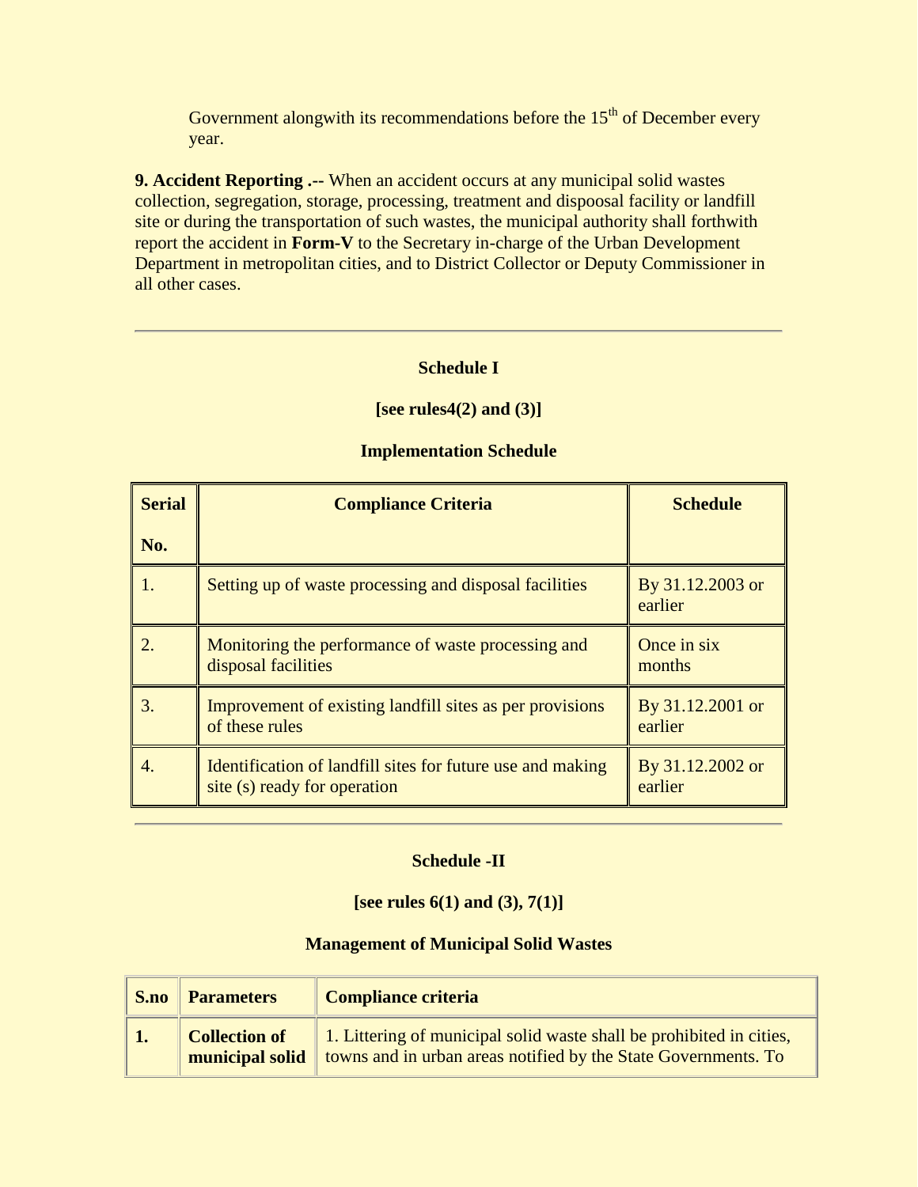Government alongwith its recommendations before the 15th of December every year.

**9. Accident Reporting .--** When an accident occurs at any municipal solid wastes collection, segregation, storage, processing, treatment and dispoosal facility or landfill site or during the transportation of such wastes, the municipal authority shall forthwith report the accident in **Form-V** to the Secretary in-charge of the Urban Development Department in metropolitan cities, and to District Collector or Deputy Commissioner in all other cases.

---

### Schedule I

**[see rules4(2) and (3)]**

**Implementation Schedule**

| Serial No. | Compliance Criteria | Schedule |
|---|---|---|
| 1. | Setting up of waste processing and disposal facilities | By 31.12.2003 or earlier |
| 2. | Monitoring the performance of waste processing and disposal facilities | Once in six months |
| 3. | Improvement of existing landfill sites as per provisions of these rules | By 31.12.2001 or earlier |
| 4. | Identification of landfill sites for future use and making site (s) ready for operation | By 31.12.2002 or earlier |

---

### Schedule -II

**[see rules 6(1) and (3), 7(1)]**

**Management of Municipal Solid Wastes**

| S.no | Parameters | Compliance criteria |
|---|---|---|
| **1.** | **Collection of municipal solid** | 1. Littering of municipal solid waste shall be prohibited in cities, towns and in urban areas notified by the State Governments. To |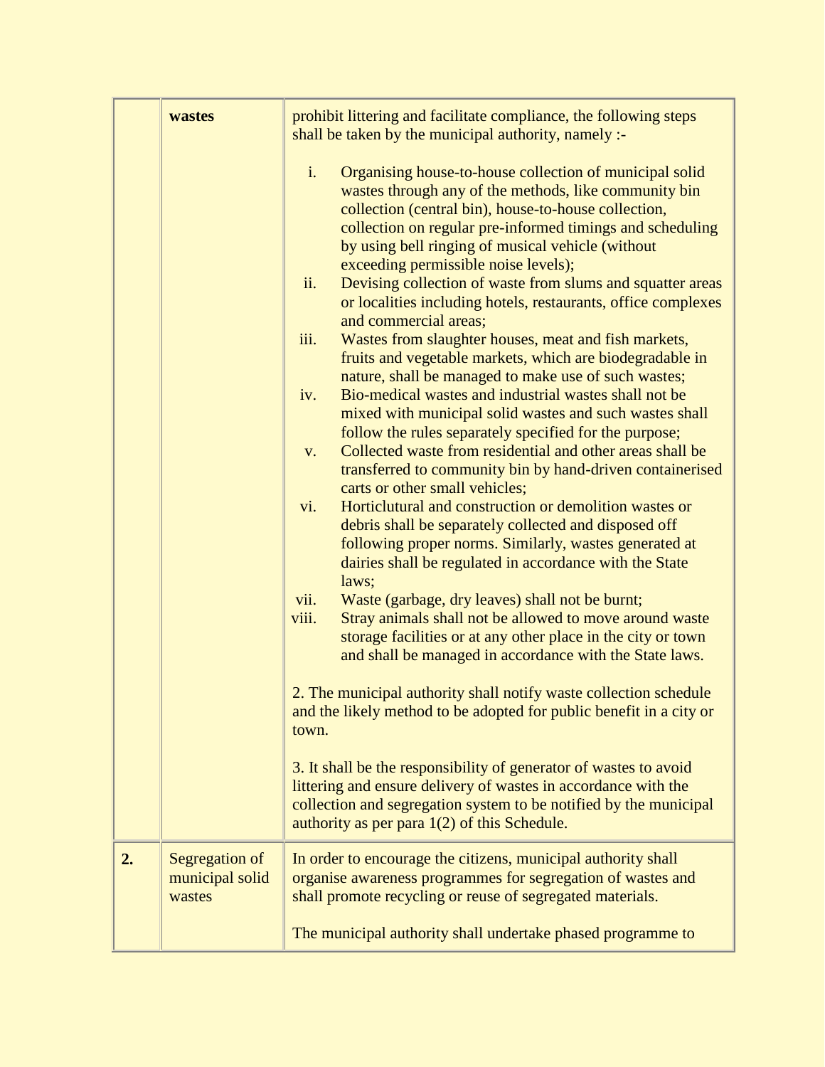| | | |
|---|---|---|
| | **wastes** | prohibit littering and facilitate compliance, the following steps shall be taken by the municipal authority, namely :-<br><br>i. Organising house-to-house collection of municipal solid wastes through any of the methods, like community bin collection (central bin), house-to-house collection, collection on regular pre-informed timings and scheduling by using bell ringing of musical vehicle (without exceeding permissible noise levels);<br>ii. Devising collection of waste from slums and squatter areas or localities including hotels, restaurants, office complexes and commercial areas;<br>iii. Wastes from slaughter houses, meat and fish markets, fruits and vegetable markets, which are biodegradable in nature, shall be managed to make use of such wastes;<br>iv. Bio-medical wastes and industrial wastes shall not be mixed with municipal solid wastes and such wastes shall follow the rules separately specified for the purpose;<br>v. Collected waste from residential and other areas shall be transferred to community bin by hand-driven containerised carts or other small vehicles;<br>vi. Horticlutural and construction or demolition wastes or debris shall be separately collected and disposed off following proper norms. Similarly, wastes generated at dairies shall be regulated in accordance with the State laws;<br>vii. Waste (garbage, dry leaves) shall not be burnt;<br>viii. Stray animals shall not be allowed to move around waste storage facilities or at any other place in the city or town and shall be managed in accordance with the State laws.<br><br>2. The municipal authority shall notify waste collection schedule and the likely method to be adopted for public benefit in a city or town.<br><br>3. It shall be the responsibility of generator of wastes to avoid littering and ensure delivery of wastes in accordance with the collection and segregation system to be notified by the municipal authority as per para 1(2) of this Schedule. |
| **2.** | Segregation of municipal solid wastes | In order to encourage the citizens, municipal authority shall organise awareness programmes for segregation of wastes and shall promote recycling or reuse of segregated materials.<br><br>The municipal authority shall undertake phased programme to |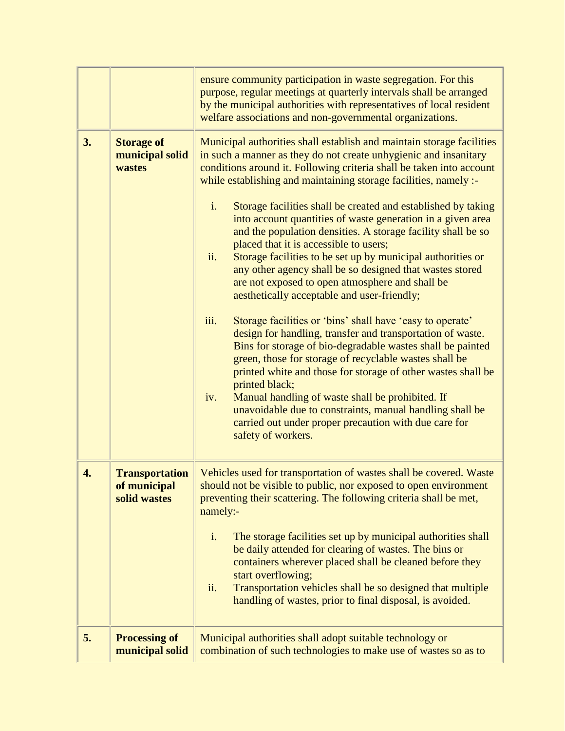| | | |
|---|---|---|
| | | ensure community participation in waste segregation. For this purpose, regular meetings at quarterly intervals shall be arranged by the municipal authorities with representatives of local resident welfare associations and non-governmental organizations. |
| **3.** | **Storage of municipal solid wastes** | Municipal authorities shall establish and maintain storage facilities in such a manner as they do not create unhygienic and insanitary conditions around it. Following criteria shall be taken into account while establishing and maintaining storage facilities, namely :-<br><br>i. Storage facilities shall be created and established by taking into account quantities of waste generation in a given area and the population densities. A storage facility shall be so placed that it is accessible to users;<br>ii. Storage facilities to be set up by municipal authorities or any other agency shall be so designed that wastes stored are not exposed to open atmosphere and shall be aesthetically acceptable and user-friendly;<br><br>iii. Storage facilities or 'bins' shall have 'easy to operate' design for handling, transfer and transportation of waste. Bins for storage of bio-degradable wastes shall be painted green, those for storage of recyclable wastes shall be printed white and those for storage of other wastes shall be printed black;<br>iv. Manual handling of waste shall be prohibited. If unavoidable due to constraints, manual handling shall be carried out under proper precaution with due care for safety of workers. |
| **4.** | **Transportation of municipal solid wastes** | Vehicles used for transportation of wastes shall be covered. Waste should not be visible to public, nor exposed to open environment preventing their scattering. The following criteria shall be met, namely:-<br><br>i. The storage facilities set up by municipal authorities shall be daily attended for clearing of wastes. The bins or containers wherever placed shall be cleaned before they start overflowing;<br>ii. Transportation vehicles shall be so designed that multiple handling of wastes, prior to final disposal, is avoided. |
| **5.** | **Processing of municipal solid** | Municipal authorities shall adopt suitable technology or combination of such technologies to make use of wastes so as to |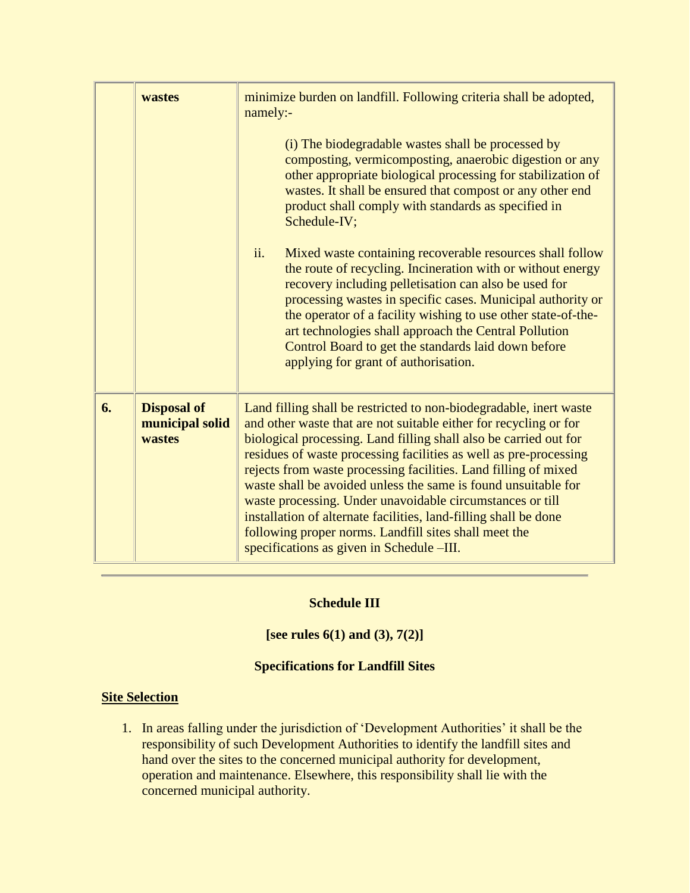|  |  |  |
|---|---|---|
|  | **wastes** | minimize burden on landfill. Following criteria shall be adopted, namely:- <br><br> (i) The biodegradable wastes shall be processed by composting, vermicomposting, anaerobic digestion or any other appropriate biological processing for stabilization of wastes. It shall be ensured that compost or any other end product shall comply with standards as specified in Schedule-IV; <br><br> ii. Mixed waste containing recoverable resources shall follow the route of recycling. Incineration with or without energy recovery including pelletisation can also be used for processing wastes in specific cases. Municipal authority or the operator of a facility wishing to use other state-of-the-art technologies shall approach the Central Pollution Control Board to get the standards laid down before applying for grant of authorisation. |
| **6.** | **Disposal of municipal solid wastes** | Land filling shall be restricted to non-biodegradable, inert waste and other waste that are not suitable either for recycling or for biological processing. Land filling shall also be carried out for residues of waste processing facilities as well as pre-processing rejects from waste processing facilities. Land filling of mixed waste shall be avoided unless the same is found unsuitable for waste processing. Under unavoidable circumstances or till installation of alternate facilities, land-filling shall be done following proper norms. Landfill sites shall meet the specifications as given in Schedule –III. |

---

**Schedule III**

**[see rules 6(1) and (3), 7(2)]**

**Specifications for Landfill Sites**

**Site Selection**

1. In areas falling under the jurisdiction of 'Development Authorities' it shall be the responsibility of such Development Authorities to identify the landfill sites and hand over the sites to the concerned municipal authority for development, operation and maintenance. Elsewhere, this responsibility shall lie with the concerned municipal authority.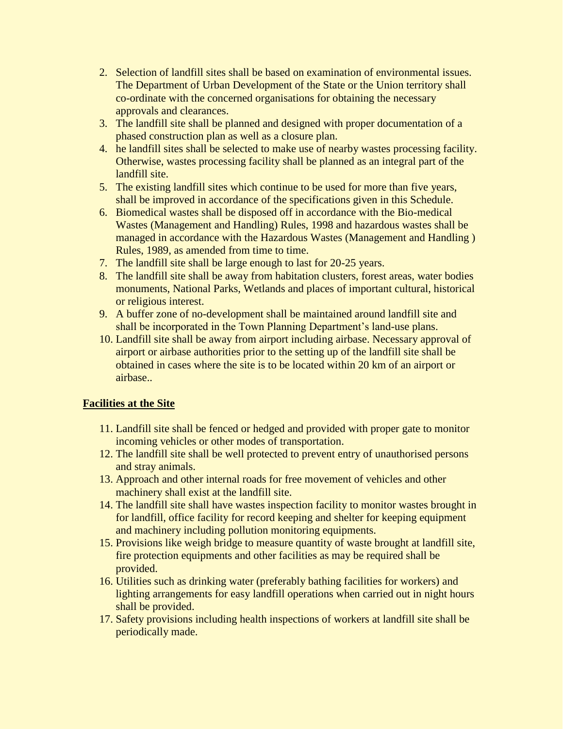2. Selection of landfill sites shall be based on examination of environmental issues. The Department of Urban Development of the State or the Union territory shall co-ordinate with the concerned organisations for obtaining the necessary approvals and clearances.
3. The landfill site shall be planned and designed with proper documentation of a phased construction plan as well as a closure plan.
4. he landfill sites shall be selected to make use of nearby wastes processing facility. Otherwise, wastes processing facility shall be planned as an integral part of the landfill site.
5. The existing landfill sites which continue to be used for more than five years, shall be improved in accordance of the specifications given in this Schedule.
6. Biomedical wastes shall be disposed off in accordance with the Bio-medical Wastes (Management and Handling) Rules, 1998 and hazardous wastes shall be managed in accordance with the Hazardous Wastes (Management and Handling ) Rules, 1989, as amended from time to time.
7. The landfill site shall be large enough to last for 20-25 years.
8. The landfill site shall be away from habitation clusters, forest areas, water bodies monuments, National Parks, Wetlands and places of important cultural, historical or religious interest.
9. A buffer zone of no-development shall be maintained around landfill site and shall be incorporated in the Town Planning Department's land-use plans.
10. Landfill site shall be away from airport including airbase. Necessary approval of airport or airbase authorities prior to the setting up of the landfill site shall be obtained in cases where the site is to be located within 20 km of an airport or airbase..

**Facilities at the Site**

11. Landfill site shall be fenced or hedged and provided with proper gate to monitor incoming vehicles or other modes of transportation.
12. The landfill site shall be well protected to prevent entry of unauthorised persons and stray animals.
13. Approach and other internal roads for free movement of vehicles and other machinery shall exist at the landfill site.
14. The landfill site shall have wastes inspection facility to monitor wastes brought in for landfill, office facility for record keeping and shelter for keeping equipment and machinery including pollution monitoring equipments.
15. Provisions like weigh bridge to measure quantity of waste brought at landfill site, fire protection equipments and other facilities as may be required shall be provided.
16. Utilities such as drinking water (preferably bathing facilities for workers) and lighting arrangements for easy landfill operations when carried out in night hours shall be provided.
17. Safety provisions including health inspections of workers at landfill site shall be periodically made.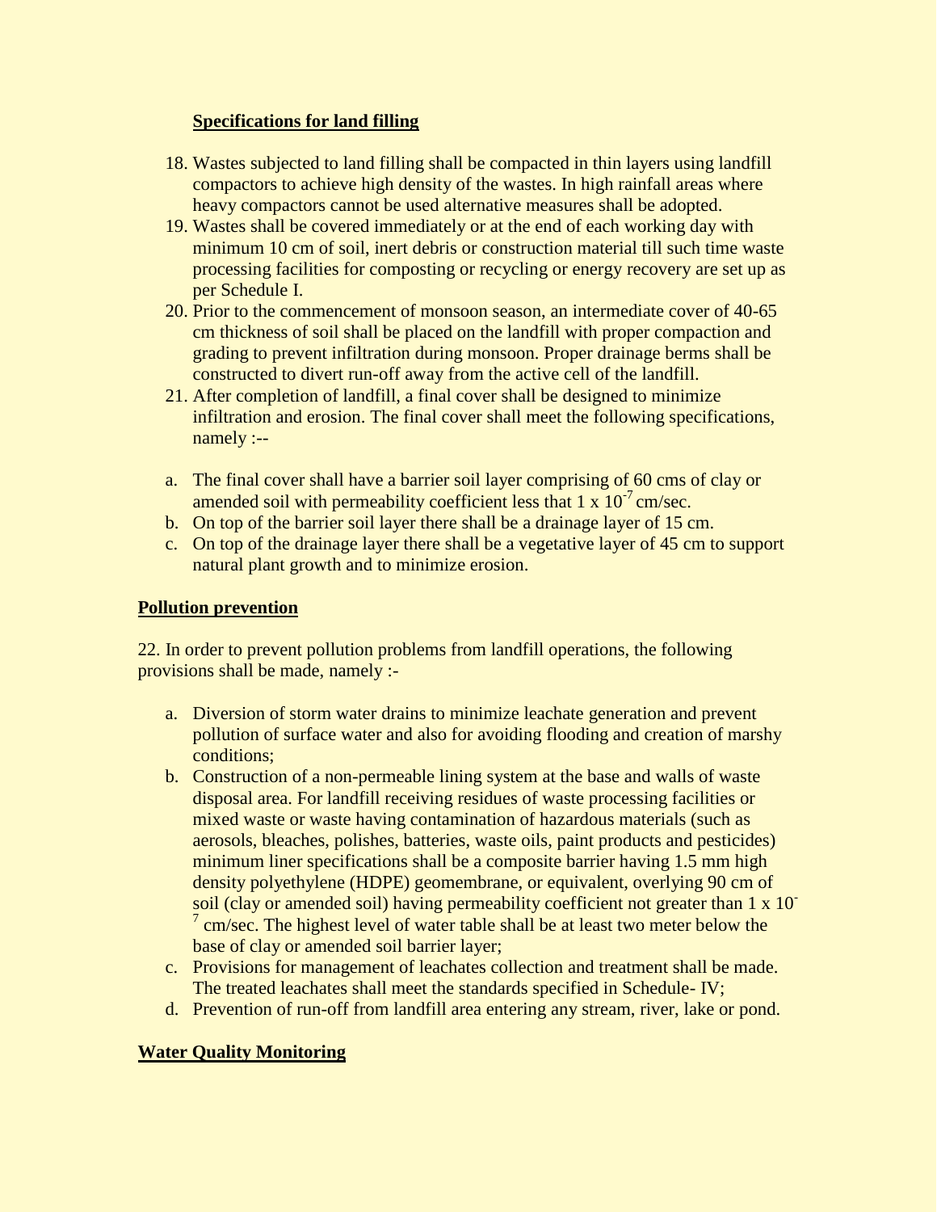**Specifications for land filling**

18. Wastes subjected to land filling shall be compacted in thin layers using landfill compactors to achieve high density of the wastes. In high rainfall areas where heavy compactors cannot be used alternative measures shall be adopted.
19. Wastes shall be covered immediately or at the end of each working day with minimum 10 cm of soil, inert debris or construction material till such time waste processing facilities for composting or recycling or energy recovery are set up as per Schedule I.
20. Prior to the commencement of monsoon season, an intermediate cover of 40-65 cm thickness of soil shall be placed on the landfill with proper compaction and grading to prevent infiltration during monsoon. Proper drainage berms shall be constructed to divert run-off away from the active cell of the landfill.
21. After completion of landfill, a final cover shall be designed to minimize infiltration and erosion. The final cover shall meet the following specifications, namely :--

a. The final cover shall have a barrier soil layer comprising of 60 cms of clay or amended soil with permeability coefficient less that $1 \times 10^{-7}$ cm/sec.
b. On top of the barrier soil layer there shall be a drainage layer of 15 cm.
c. On top of the drainage layer there shall be a vegetative layer of 45 cm to support natural plant growth and to minimize erosion.

**Pollution prevention**

22. In order to prevent pollution problems from landfill operations, the following provisions shall be made, namely :-

a. Diversion of storm water drains to minimize leachate generation and prevent pollution of surface water and also for avoiding flooding and creation of marshy conditions;
b. Construction of a non-permeable lining system at the base and walls of waste disposal area. For landfill receiving residues of waste processing facilities or mixed waste or waste having contamination of hazardous materials (such as aerosols, bleaches, polishes, batteries, waste oils, paint products and pesticides) minimum liner specifications shall be a composite barrier having 1.5 mm high density polyethylene (HDPE) geomembrane, or equivalent, overlying 90 cm of soil (clay or amended soil) having permeability coefficient not greater than $1 \times 10^{-7}$ cm/sec. The highest level of water table shall be at least two meter below the base of clay or amended soil barrier layer;
c. Provisions for management of leachates collection and treatment shall be made. The treated leachates shall meet the standards specified in Schedule- IV;
d. Prevention of run-off from landfill area entering any stream, river, lake or pond.

**Water Quality Monitoring**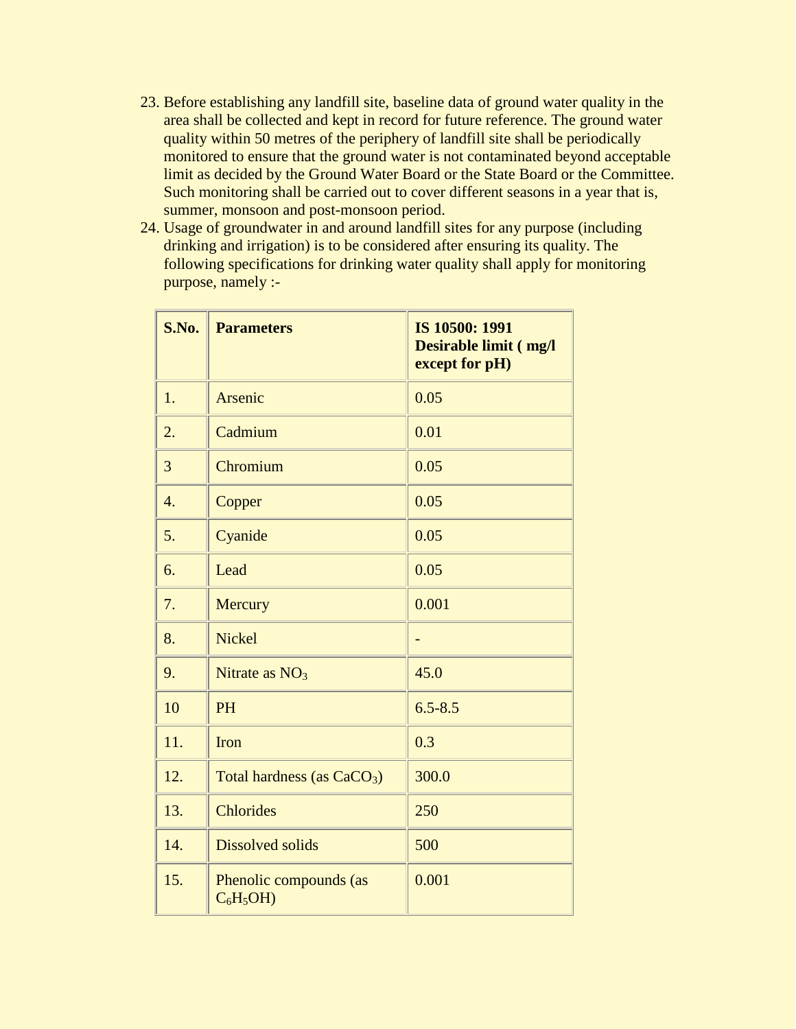23. Before establishing any landfill site, baseline data of ground water quality in the area shall be collected and kept in record for future reference. The ground water quality within 50 metres of the periphery of landfill site shall be periodically monitored to ensure that the ground water is not contaminated beyond acceptable limit as decided by the Ground Water Board or the State Board or the Committee. Such monitoring shall be carried out to cover different seasons in a year that is, summer, monsoon and post-monsoon period.
24. Usage of groundwater in and around landfill sites for any purpose (including drinking and irrigation) is to be considered after ensuring its quality. The following specifications for drinking water quality shall apply for monitoring purpose, namely :-

| S.No. | Parameters | IS 10500: 1991 Desirable limit ( mg/l except for pH) |
|---|---|---|
| 1. | Arsenic | 0.05 |
| 2. | Cadmium | 0.01 |
| 3 | Chromium | 0.05 |
| 4. | Copper | 0.05 |
| 5. | Cyanide | 0.05 |
| 6. | Lead | 0.05 |
| 7. | Mercury | 0.001 |
| 8. | Nickel | - |
| 9. | Nitrate as $NO_3$ | 45.0 |
| 10 | PH | 6.5-8.5 |
| 11. | Iron | 0.3 |
| 12. | Total hardness (as $CaCO_3$) | 300.0 |
| 13. | Chlorides | 250 |
| 14. | Dissolved solids | 500 |
| 15. | Phenolic compounds (as $C_6H_5OH$) | 0.001 |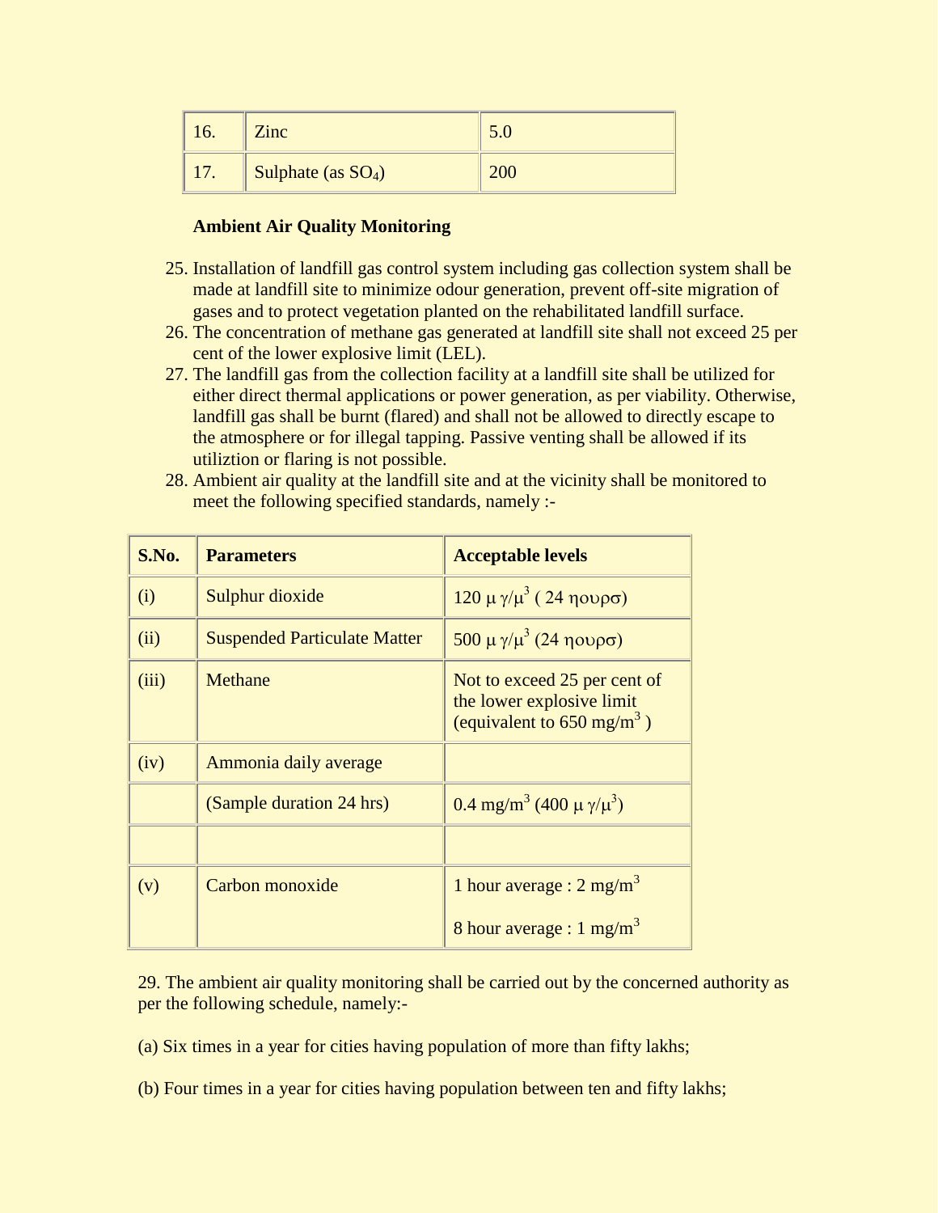| 16. | Zinc | 5.0 |
|---|---|---|
| 17. | Sulphate (as $SO_4$) | 200 |

**Ambient Air Quality Monitoring**

25. Installation of landfill gas control system including gas collection system shall be made at landfill site to minimize odour generation, prevent off-site migration of gases and to protect vegetation planted on the rehabilitated landfill surface.
26. The concentration of methane gas generated at landfill site shall not exceed 25 per cent of the lower explosive limit (LEL).
27. The landfill gas from the collection facility at a landfill site shall be utilized for either direct thermal applications or power generation, as per viability. Otherwise, landfill gas shall be burnt (flared) and shall not be allowed to directly escape to the atmosphere or for illegal tapping. Passive venting shall be allowed if its utiliztion or flaring is not possible.
28. Ambient air quality at the landfill site and at the vicinity shall be monitored to meet the following specified standards, namely :-

| S.No. | Parameters | Acceptable levels |
|---|---|---|
| (i) | Sulphur dioxide | 120 μ γ/μ$^3$ ( 24 ηουρσ) |
| (ii) | Suspended Particulate Matter | 500 μ γ/μ$^3$ (24 ηουρσ) |
| (iii) | Methane | Not to exceed 25 per cent of the lower explosive limit (equivalent to 650 mg/m$^3$ ) |
| (iv) | Ammonia daily average | |
| | (Sample duration 24 hrs) | 0.4 mg/m$^3$ (400 μ γ/μ$^3$) |
| | | |
| (v) | Carbon monoxide | 1 hour average : 2 mg/m$^3$<br>8 hour average : 1 mg/m$^3$ |

29. The ambient air quality monitoring shall be carried out by the concerned authority as per the following schedule, namely:-

(a) Six times in a year for cities having population of more than fifty lakhs;

(b) Four times in a year for cities having population between ten and fifty lakhs;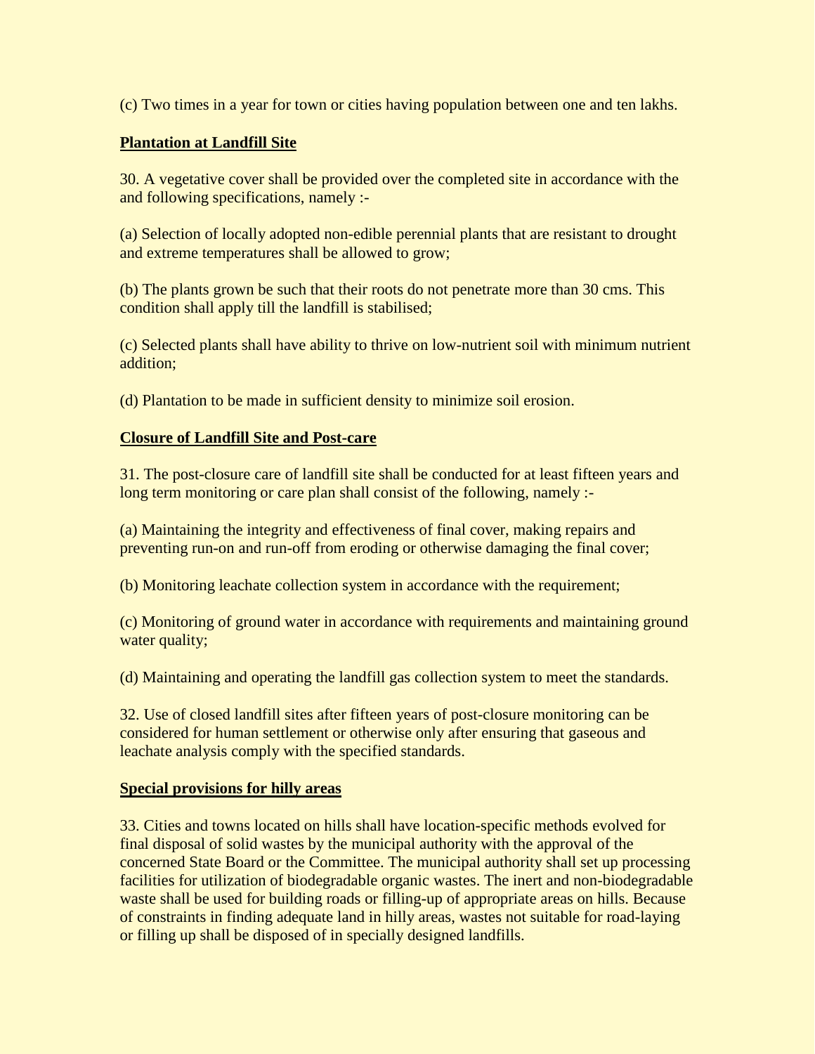(c) Two times in a year for town or cities having population between one and ten lakhs.

**Plantation at Landfill Site**

30. A vegetative cover shall be provided over the completed site in accordance with the and following specifications, namely :-

(a) Selection of locally adopted non-edible perennial plants that are resistant to drought and extreme temperatures shall be allowed to grow;

(b) The plants grown be such that their roots do not penetrate more than 30 cms. This condition shall apply till the landfill is stabilised;

(c) Selected plants shall have ability to thrive on low-nutrient soil with minimum nutrient addition;

(d) Plantation to be made in sufficient density to minimize soil erosion.

**Closure of Landfill Site and Post-care**

31. The post-closure care of landfill site shall be conducted for at least fifteen years and long term monitoring or care plan shall consist of the following, namely :-

(a) Maintaining the integrity and effectiveness of final cover, making repairs and preventing run-on and run-off from eroding or otherwise damaging the final cover;

(b) Monitoring leachate collection system in accordance with the requirement;

(c) Monitoring of ground water in accordance with requirements and maintaining ground water quality;

(d) Maintaining and operating the landfill gas collection system to meet the standards.

32. Use of closed landfill sites after fifteen years of post-closure monitoring can be considered for human settlement or otherwise only after ensuring that gaseous and leachate analysis comply with the specified standards.

**Special provisions for hilly areas**

33. Cities and towns located on hills shall have location-specific methods evolved for final disposal of solid wastes by the municipal authority with the approval of the concerned State Board or the Committee. The municipal authority shall set up processing facilities for utilization of biodegradable organic wastes. The inert and non-biodegradable waste shall be used for building roads or filling-up of appropriate areas on hills. Because of constraints in finding adequate land in hilly areas, wastes not suitable for road-laying or filling up shall be disposed of in specially designed landfills.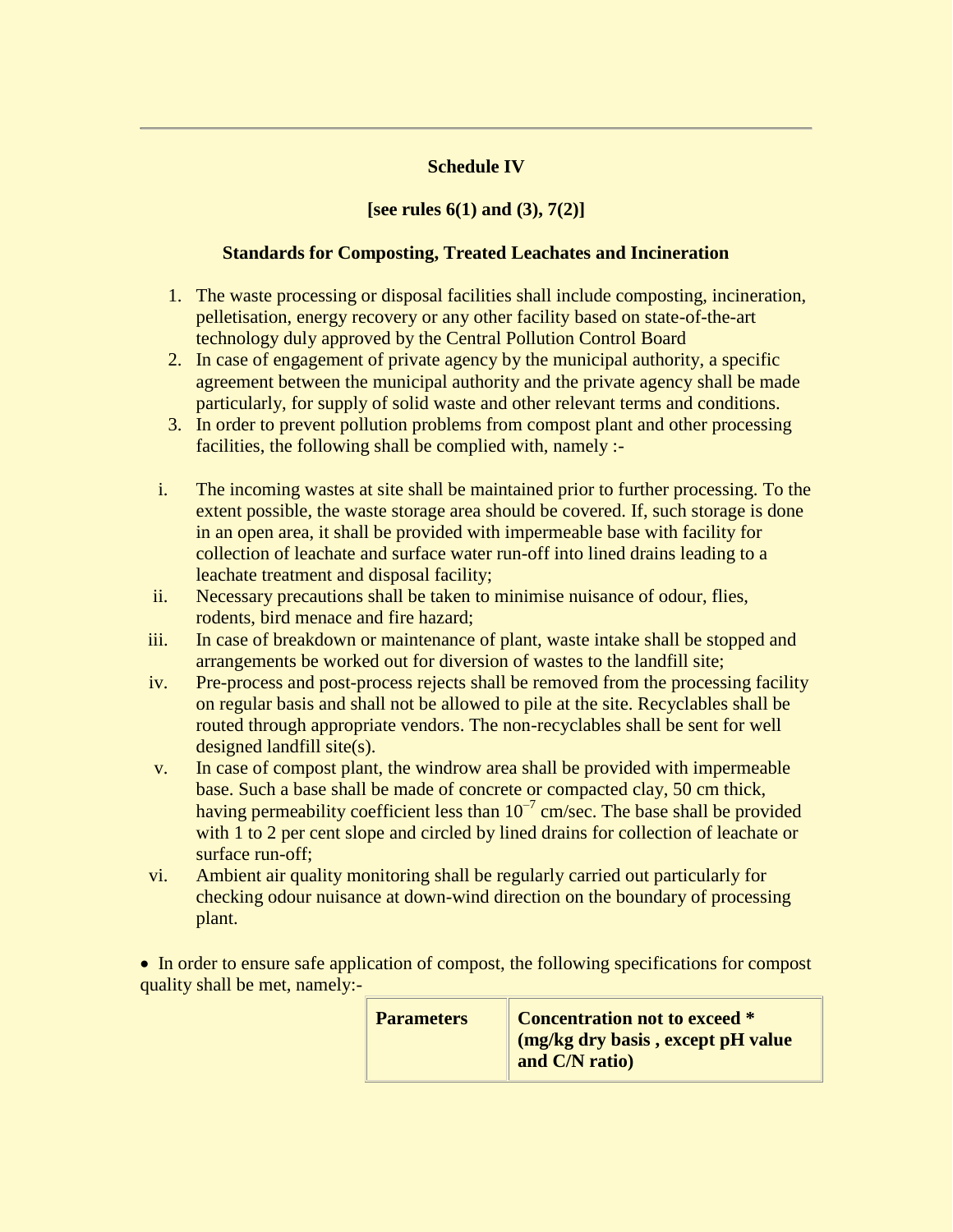---

**Schedule IV**

**[see rules 6(1) and (3), 7(2)]**

**Standards for Composting, Treated Leachates and Incineration**

1. The waste processing or disposal facilities shall include composting, incineration, pelletisation, energy recovery or any other facility based on state-of-the-art technology duly approved by the Central Pollution Control Board
2. In case of engagement of private agency by the municipal authority, a specific agreement between the municipal authority and the private agency shall be made particularly, for supply of solid waste and other relevant terms and conditions.
3. In order to prevent pollution problems from compost plant and other processing facilities, the following shall be complied with, namely :-

i. The incoming wastes at site shall be maintained prior to further processing. To the extent possible, the waste storage area should be covered. If, such storage is done in an open area, it shall be provided with impermeable base with facility for collection of leachate and surface water run-off into lined drains leading to a leachate treatment and disposal facility;

ii. Necessary precautions shall be taken to minimise nuisance of odour, flies, rodents, bird menace and fire hazard;

iii. In case of breakdown or maintenance of plant, waste intake shall be stopped and arrangements be worked out for diversion of wastes to the landfill site;

iv. Pre-process and post-process rejects shall be removed from the processing facility on regular basis and shall not be allowed to pile at the site. Recyclables shall be routed through appropriate vendors. The non-recyclables shall be sent for well designed landfill site(s).

v. In case of compost plant, the windrow area shall be provided with impermeable base. Such a base shall be made of concrete or compacted clay, 50 cm thick, having permeability coefficient less than $10^{-7}$ cm/sec. The base shall be provided with 1 to 2 per cent slope and circled by lined drains for collection of leachate or surface run-off;

vi. Ambient air quality monitoring shall be regularly carried out particularly for checking odour nuisance at down-wind direction on the boundary of processing plant.

- In order to ensure safe application of compost, the following specifications for compost quality shall be met, namely:-

| **Parameters** | **Concentration not to exceed * (mg/kg dry basis , except pH value and C/N ratio)** |
|---|---|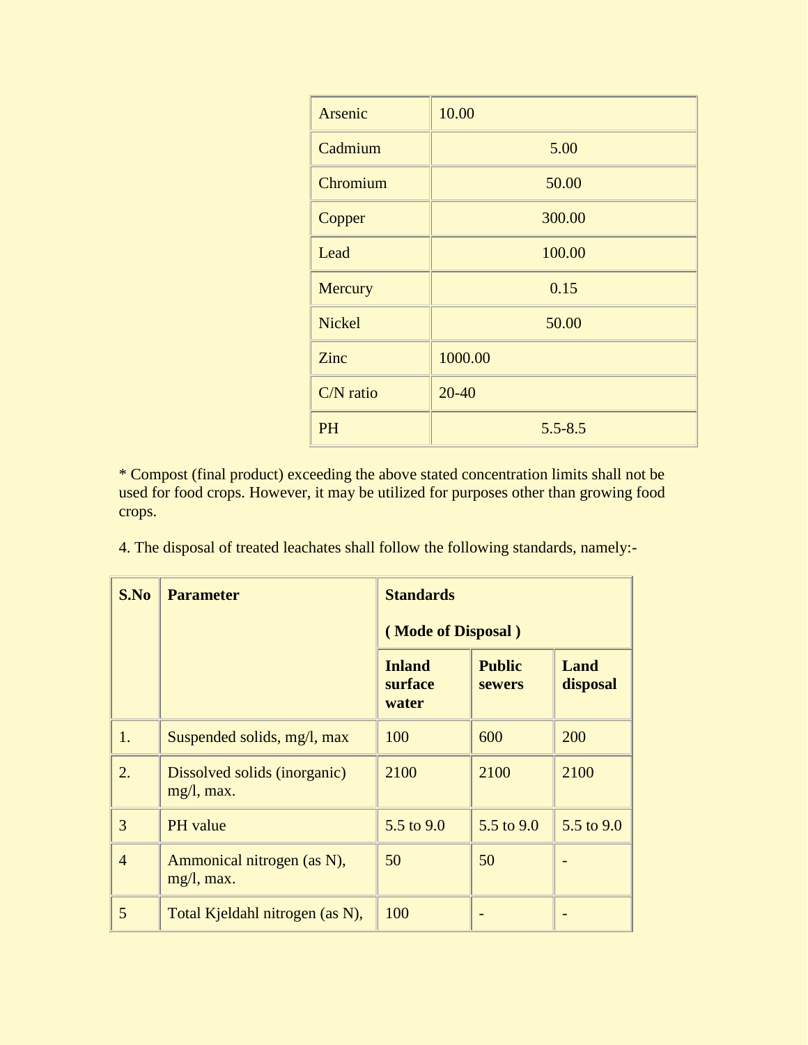| | |
|---|---|
| Arsenic | 10.00 |
| Cadmium | 5.00 |
| Chromium | 50.00 |
| Copper | 300.00 |
| Lead | 100.00 |
| Mercury | 0.15 |
| Nickel | 50.00 |
| Zinc | 1000.00 |
| C/N ratio | 20-40 |
| PH | 5.5-8.5 |

* Compost (final product) exceeding the above stated concentration limits shall not be used for food crops. However, it may be utilized for purposes other than growing food crops.

4. The disposal of treated leachates shall follow the following standards, namely:-

| S.No | Parameter | Standards ( Mode of Disposal ) | | |
|---|---|---|---|---|
| | | **Inland surface water** | **Public sewers** | **Land disposal** |
| 1. | Suspended solids, mg/l, max | 100 | 600 | 200 |
| 2. | Dissolved solids (inorganic) mg/l, max. | 2100 | 2100 | 2100 |
| 3 | PH value | 5.5 to 9.0 | 5.5 to 9.0 | 5.5 to 9.0 |
| 4 | Ammonical nitrogen (as N), mg/l, max. | 50 | 50 | - |
| 5 | Total Kjeldahl nitrogen (as N), | 100 | - | - |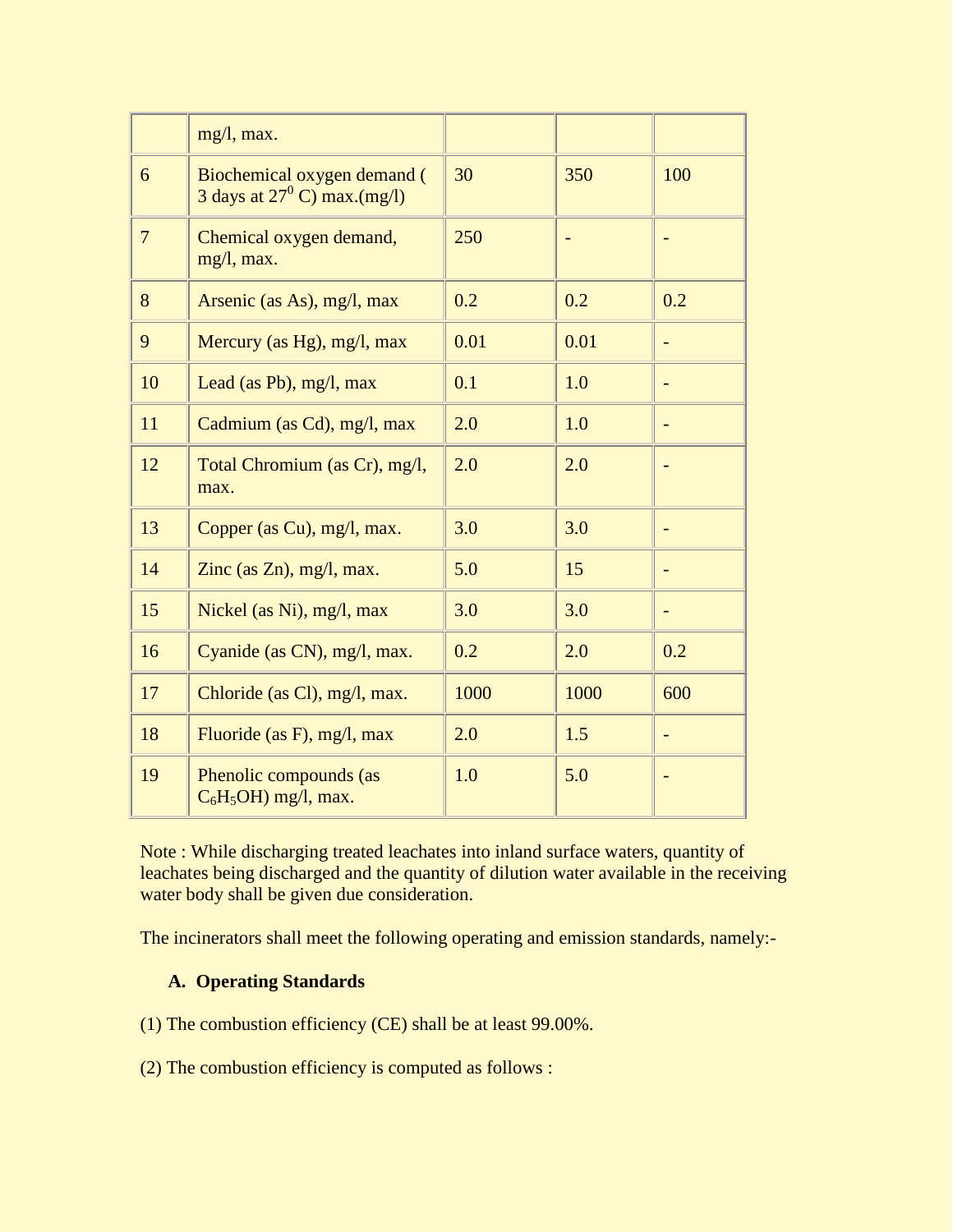| | | | | |
|---|---|---|---|---|
| | mg/l, max. | | | |
| 6 | Biochemical oxygen demand ( 3 days at $27^0$ C) max.(mg/l) | 30 | 350 | 100 |
| 7 | Chemical oxygen demand, mg/l, max. | 250 | - | - |
| 8 | Arsenic (as As), mg/l, max | 0.2 | 0.2 | 0.2 |
| 9 | Mercury (as Hg), mg/l, max | 0.01 | 0.01 | - |
| 10 | Lead (as Pb), mg/l, max | 0.1 | 1.0 | - |
| 11 | Cadmium (as Cd), mg/l, max | 2.0 | 1.0 | - |
| 12 | Total Chromium (as Cr), mg/l, max. | 2.0 | 2.0 | - |
| 13 | Copper (as Cu), mg/l, max. | 3.0 | 3.0 | - |
| 14 | Zinc (as Zn), mg/l, max. | 5.0 | 15 | - |
| 15 | Nickel (as Ni), mg/l, max | 3.0 | 3.0 | - |
| 16 | Cyanide (as CN), mg/l, max. | 0.2 | 2.0 | 0.2 |
| 17 | Chloride (as Cl), mg/l, max. | 1000 | 1000 | 600 |
| 18 | Fluoride (as F), mg/l, max | 2.0 | 1.5 | - |
| 19 | Phenolic compounds (as $C_6H_5OH$) mg/l, max. | 1.0 | 5.0 | - |

Note : While discharging treated leachates into inland surface waters, quantity of leachates being discharged and the quantity of dilution water available in the receiving water body shall be given due consideration.

The incinerators shall meet the following operating and emission standards, namely:-

**A. Operating Standards**

(1) The combustion efficiency (CE) shall be at least 99.00%.

(2) The combustion efficiency is computed as follows :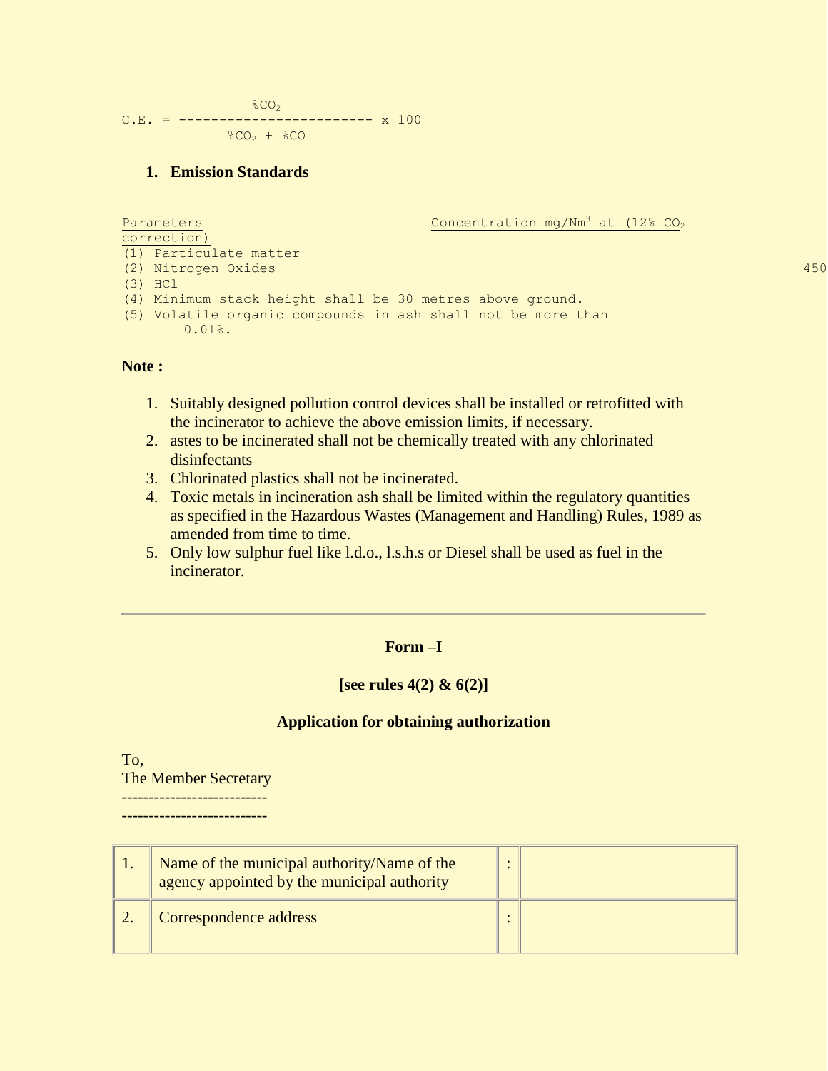$$C.E. = \frac{\%CO_2}{\%CO_2 + \%CO} \times 100$$

1. **Emission Standards**

| Parameters | Concentration mg/$Nm^3$ at (12% $CO_2$ correction) |
|---|---|
| (1) Particulate matter | |
| (2) Nitrogen Oxides | 450 |
| (3) HCl | |
| (4) Minimum stack height shall be 30 metres above ground. | |
| (5) Volatile organic compounds in ash shall not be more than 0.01%. | |

**Note :**

1. Suitably designed pollution control devices shall be installed or retrofitted with the incinerator to achieve the above emission limits, if necessary.
2. astes to be incinerated shall not be chemically treated with any chlorinated disinfectants
3. Chlorinated plastics shall not be incinerated.
4. Toxic metals in incineration ash shall be limited within the regulatory quantities as specified in the Hazardous Wastes (Management and Handling) Rules, 1989 as amended from time to time.
5. Only low sulphur fuel like l.d.o., l.s.h.s or Diesel shall be used as fuel in the incinerator.

---

**Form –I**

**[see rules 4(2) & 6(2)]**

**Application for obtaining authorization**

To,
The Member Secretary
--------------------------
--------------------------

| | | | |
|---|---|---|---|
| 1. | Name of the municipal authority/Name of the agency appointed by the municipal authority | : | |
| 2. | Correspondence address | : | |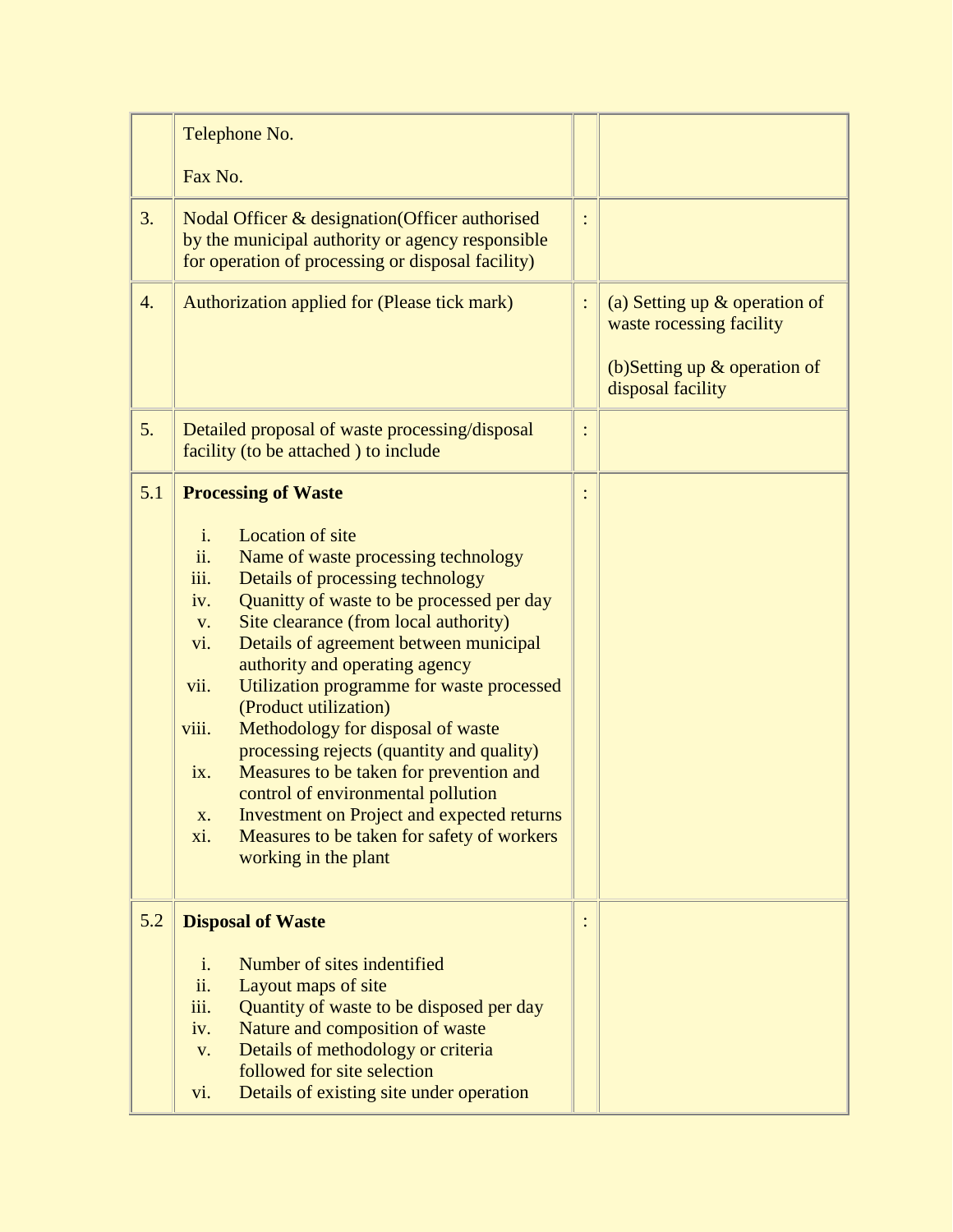|  |  |  |  |
|---|---|---|---|
|  | Telephone No.<br><br>Fax No. |  |  |
| 3. | Nodal Officer & designation(Officer authorised by the municipal authority or agency responsible for operation of processing or disposal facility) | : |  |
| 4. | Authorization applied for (Please tick mark) | : | (a) Setting up & operation of waste rocessing facility<br><br>(b)Setting up & operation of disposal facility |
| 5. | Detailed proposal of waste processing/disposal facility (to be attached ) to include | : |  |
| 5.1 | **Processing of Waste**<br><br>i. Location of site<br>ii. Name of waste processing technology<br>iii. Details of processing technology<br>iv. Quanitty of waste to be processed per day<br>v. Site clearance (from local authority)<br>vi. Details of agreement between municipal authority and operating agency<br>vii. Utilization programme for waste processed (Product utilization)<br>viii. Methodology for disposal of waste processing rejects (quantity and quality)<br>ix. Measures to be taken for prevention and control of environmental pollution<br>x. Investment on Project and expected returns<br>xi. Measures to be taken for safety of workers working in the plant | : |  |
| 5.2 | **Disposal of Waste**<br><br>i. Number of sites indentified<br>ii. Layout maps of site<br>iii. Quantity of waste to be disposed per day<br>iv. Nature and composition of waste<br>v. Details of methodology or criteria followed for site selection<br>vi. Details of existing site under operation | : |  |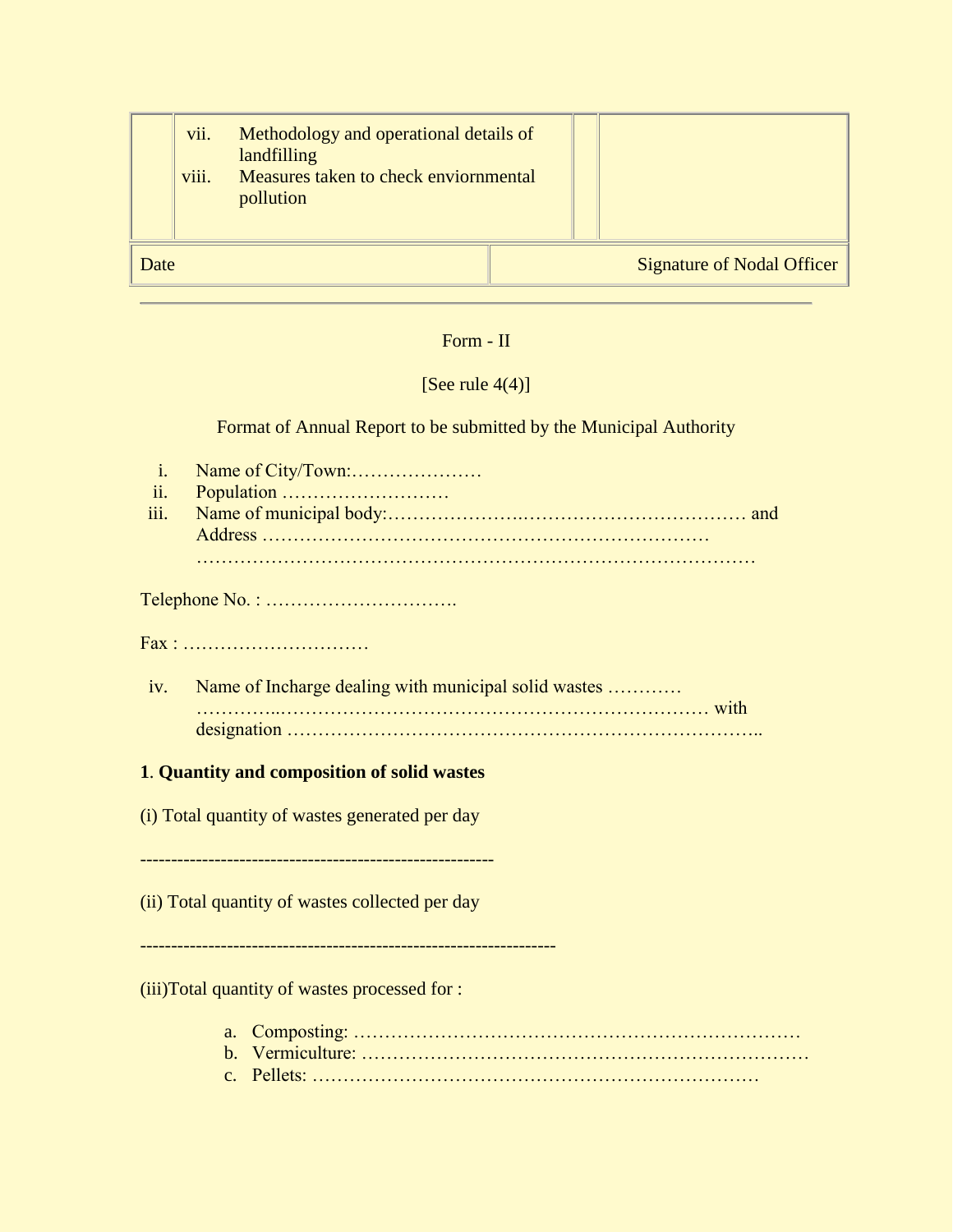| | vii. Methodology and operational details of landfilling<br>viii. Measures taken to check enviornmental pollution | | |
|---|---|---|---|

| Date | Signature of Nodal Officer |
|---|---|

---

Form - II

[See rule 4(4)]

Format of Annual Report to be submitted by the Municipal Authority

i. Name of City/Town:…………………
ii. Population ………………………
iii. Name of municipal body:…………………….……………………………… and Address ……………………………………………………………… ………………………………………………………………………………

Telephone No. : ………………………….

Fax : …………………………

iv. Name of Incharge dealing with municipal solid wastes ………… …………..…………………………………………………………… with designation ………………………………………………………………..

**1**. **Quantity and composition of solid wastes**

(i) Total quantity of wastes generated per day

-------------------------------------------------------

(ii) Total quantity of wastes collected per day

-----------------------------------------------------------------

(iii)Total quantity of wastes processed for :

a. Composting: ………………………………………………………………
b. Vermiculture: ………………………………………………………………
c. Pellets: ………………………………………………………………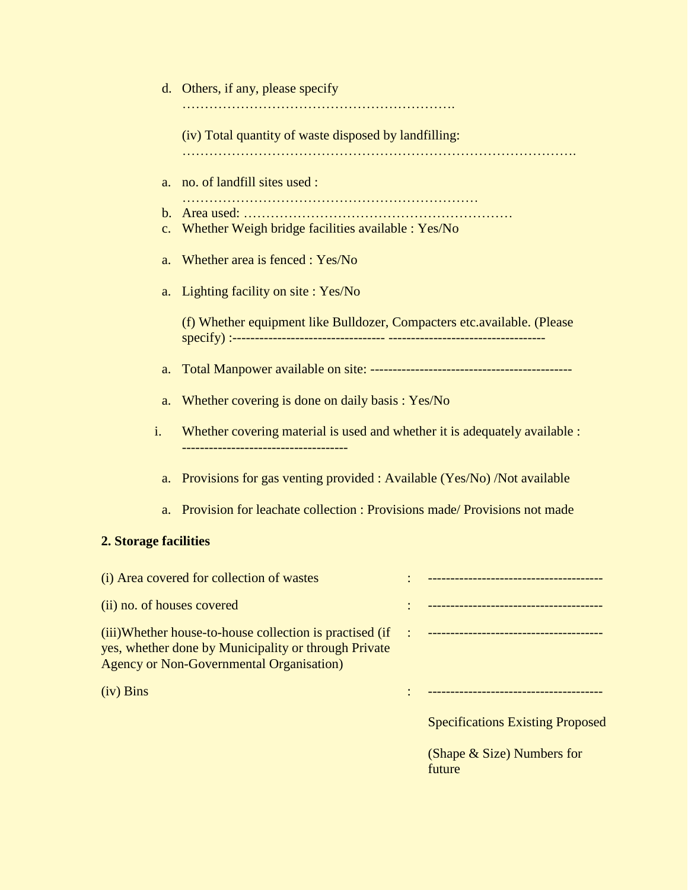d. Others, if any, please specify ……………………………………………………….

(iv) Total quantity of waste disposed by landfilling: …………………………………………………………………………….

a. no. of landfill sites used : …………………………………………………………
b. Area used: ……………………………………………………
c. Whether Weigh bridge facilities available : Yes/No

a. Whether area is fenced : Yes/No

a. Lighting facility on site : Yes/No

(f) Whether equipment like Bulldozer, Compacters etc.available. (Please specify) :--------------------------------- ----------------------------------

a. Total Manpower available on site: --------------------------------------------

a. Whether covering is done on daily basis : Yes/No

i. Whether covering material is used and whether it is adequately available : ------------------------------------

a. Provisions for gas venting provided : Available (Yes/No) /Not available

a. Provision for leachate collection : Provisions made/ Provisions not made

**2. Storage facilities**

| | | |
|---|---|---|
| (i) Area covered for collection of wastes | : | -------------------------------------- |
| (ii) no. of houses covered | : | -------------------------------------- |
| (iii)Whether house-to-house collection is practised (if yes, whether done by Municipality or through Private Agency or Non-Governmental Organisation) | : | -------------------------------------- |
| (iv) Bins | : | -------------------------------------- |

Specifications Existing Proposed

(Shape & Size) Numbers for future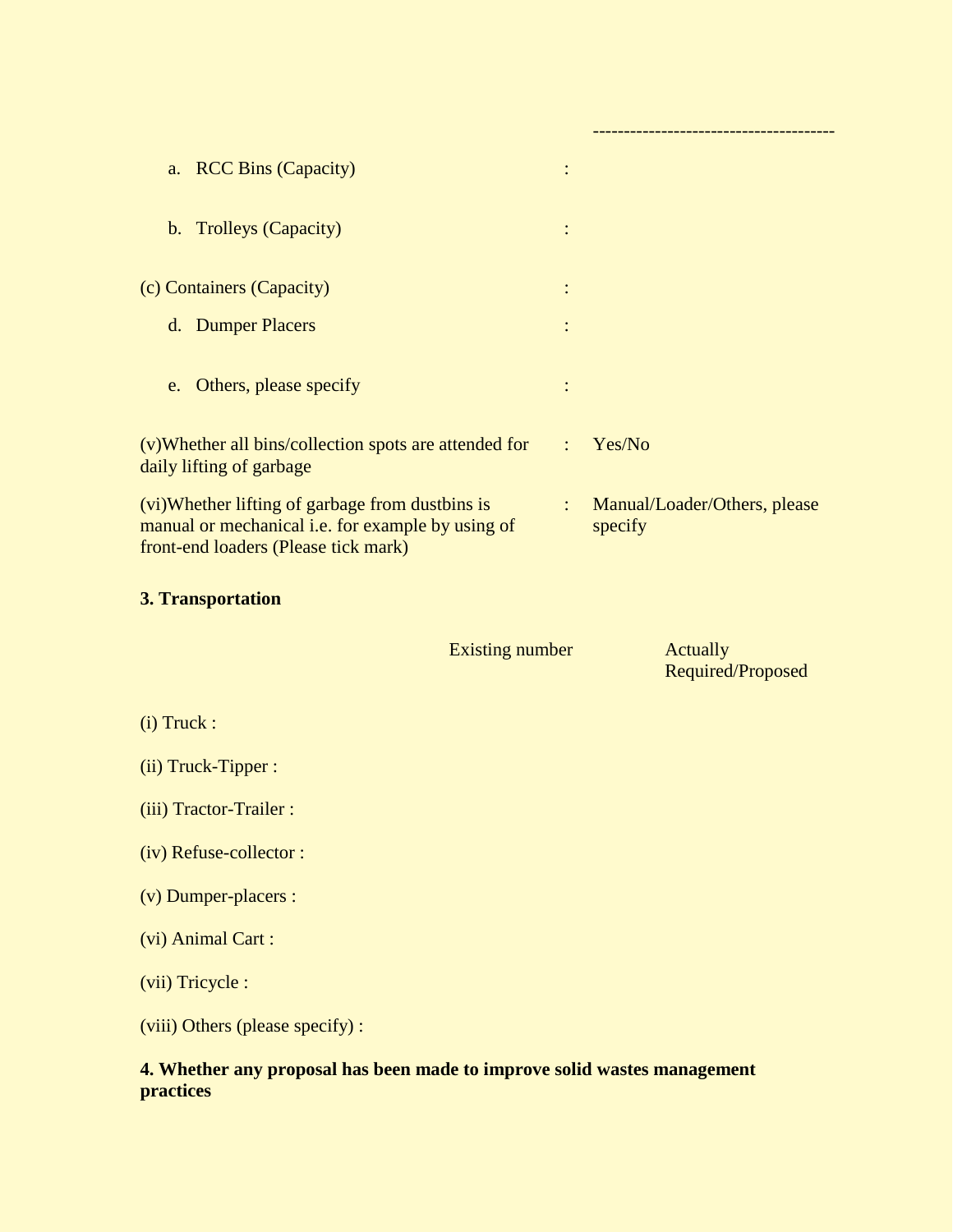--------------------------------------

a. RCC Bins (Capacity) :

b. Trolleys (Capacity) :

(c) Containers (Capacity) :

d. Dumper Placers :

e. Others, please specify :

(v)Whether all bins/collection spots are attended for daily lifting of garbage : Yes/No

(vi)Whether lifting of garbage from dustbins is manual or mechanical i.e. for example by using of front-end loaders (Please tick mark) : Manual/Loader/Others, please specify

**3. Transportation**

| | Existing number | Actually Required/Proposed |
|---|---|---|
| (i) Truck : | | |
| (ii) Truck-Tipper : | | |
| (iii) Tractor-Trailer : | | |
| (iv) Refuse-collector : | | |
| (v) Dumper-placers : | | |
| (vi) Animal Cart : | | |
| (vii) Tricycle : | | |
| (viii) Others (please specify) : | | |

**4. Whether any proposal has been made to improve solid wastes management practices**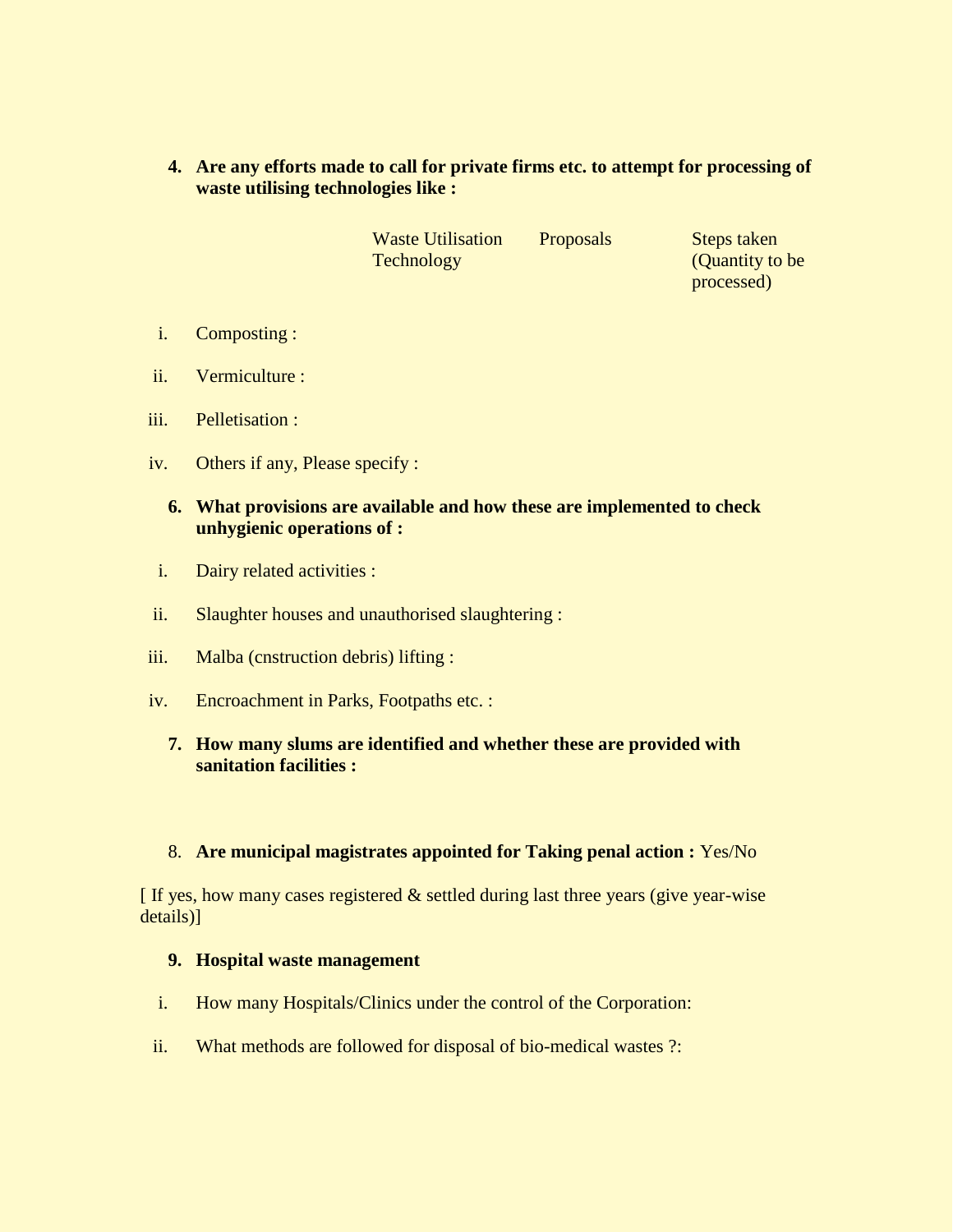**4. Are any efforts made to call for private firms etc. to attempt for processing of waste utilising technologies like :**

| | Waste Utilisation Technology | Proposals | Steps taken (Quantity to be processed) |
|---|---|---|---|
| i. Composting : | | | |
| ii. Vermiculture : | | | |
| iii. Pelletisation : | | | |
| iv. Others if any, Please specify : | | | |

**6. What provisions are available and how these are implemented to check unhygienic operations of :**

i. Dairy related activities :

ii. Slaughter houses and unauthorised slaughtering :

iii. Malba (cnstruction debris) lifting :

iv. Encroachment in Parks, Footpaths etc. :

**7. How many slums are identified and whether these are provided with sanitation facilities :**

8. **Are municipal magistrates appointed for Taking penal action :** Yes/No

[ If yes, how many cases registered & settled during last three years (give year-wise details)]

**9. Hospital waste management**

i. How many Hospitals/Clinics under the control of the Corporation:

ii. What methods are followed for disposal of bio-medical wastes ?: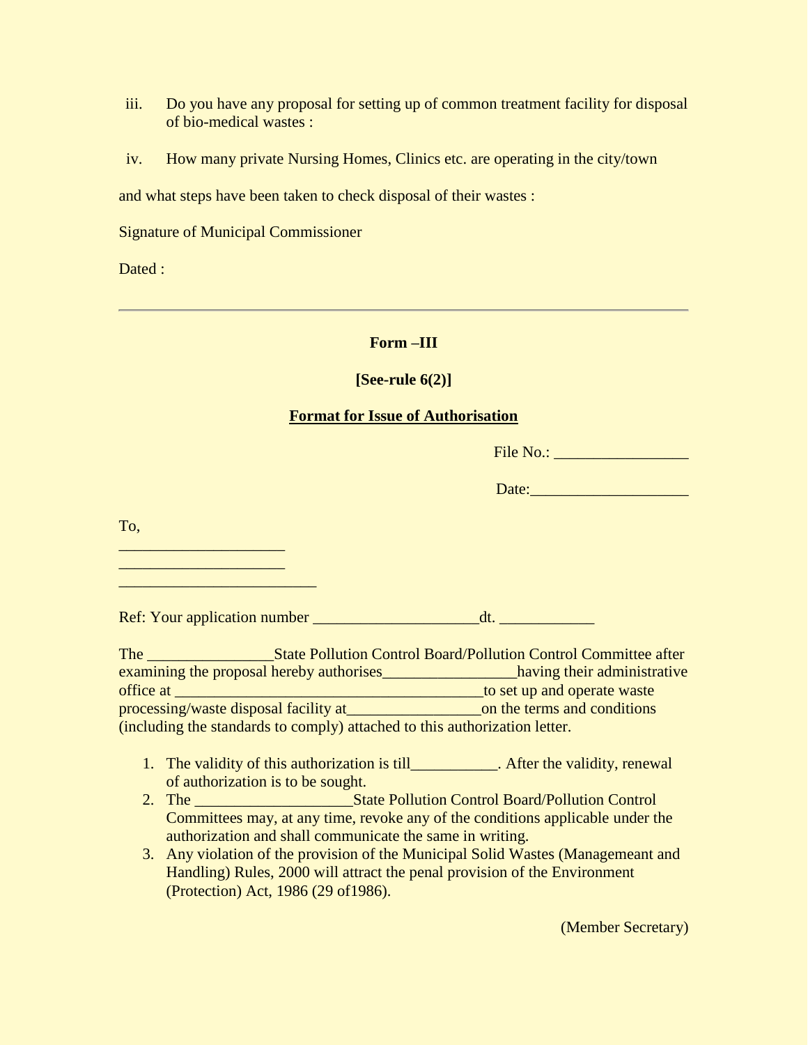iii. Do you have any proposal for setting up of common treatment facility for disposal of bio-medical wastes :

iv. How many private Nursing Homes, Clinics etc. are operating in the city/town

and what steps have been taken to check disposal of their wastes :

Signature of Municipal Commissioner

Dated :

---

**Form –III**

**[See-rule 6(2)]**

**Format for Issue of Authorisation**

File No.: ________________

Date:___________________

To,

____________________
____________________
________________________

Ref: Your application number ____________________dt. ___________

The _______________State Pollution Control Board/Pollution Control Committee after examining the proposal hereby authorises________________having their administrative office at _____________________________________to set up and operate waste processing/waste disposal facility at________________on the terms and conditions (including the standards to comply) attached to this authorization letter.

1. The validity of this authorization is till__________. After the validity, renewal of authorization is to be sought.
2. The ___________________State Pollution Control Board/Pollution Control Committees may, at any time, revoke any of the conditions applicable under the authorization and shall communicate the same in writing.
3. Any violation of the provision of the Municipal Solid Wastes (Managemeant and Handling) Rules, 2000 will attract the penal provision of the Environment (Protection) Act, 1986 (29 of1986).

(Member Secretary)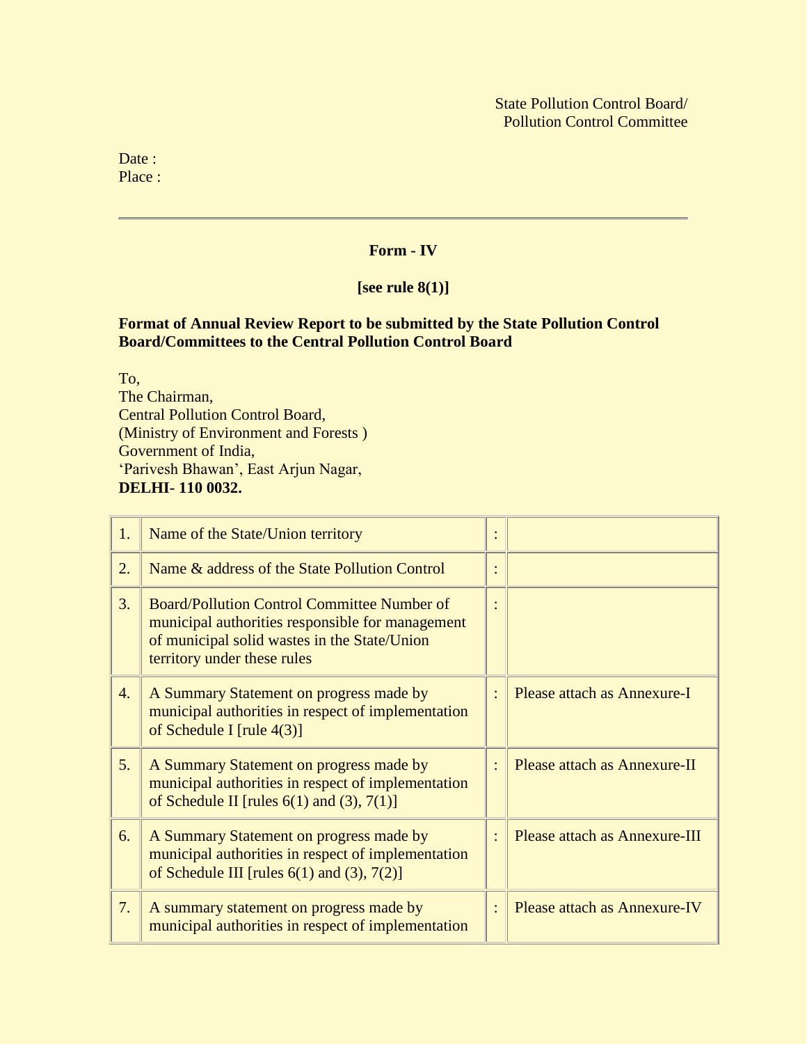State Pollution Control Board/
Pollution Control Committee

Date :
Place :

---

**Form - IV**

**[see rule 8(1)]**

**Format of Annual Review Report to be submitted by the State Pollution Control Board/Committees to the Central Pollution Control Board**

To,
The Chairman,
Central Pollution Control Board,
(Ministry of Environment and Forests )
Government of India,
'Parivesh Bhawan', East Arjun Nagar,
**DELHI- 110 0032.**

| | | | |
|---|---|---|---|
| 1. | Name of the State/Union territory | : | |
| 2. | Name & address of the State Pollution Control | : | |
| 3. | Board/Pollution Control Committee Number of municipal authorities responsible for management of municipal solid wastes in the State/Union territory under these rules | : | |
| 4. | A Summary Statement on progress made by municipal authorities in respect of implementation of Schedule I [rule 4(3)] | : | Please attach as Annexure-I |
| 5. | A Summary Statement on progress made by municipal authorities in respect of implementation of Schedule II [rules 6(1) and (3), 7(1)] | : | Please attach as Annexure-II |
| 6. | A Summary Statement on progress made by municipal authorities in respect of implementation of Schedule III [rules 6(1) and (3), 7(2)] | : | Please attach as Annexure-III |
| 7. | A summary statement on progress made by municipal authorities in respect of implementation | : | Please attach as Annexure-IV |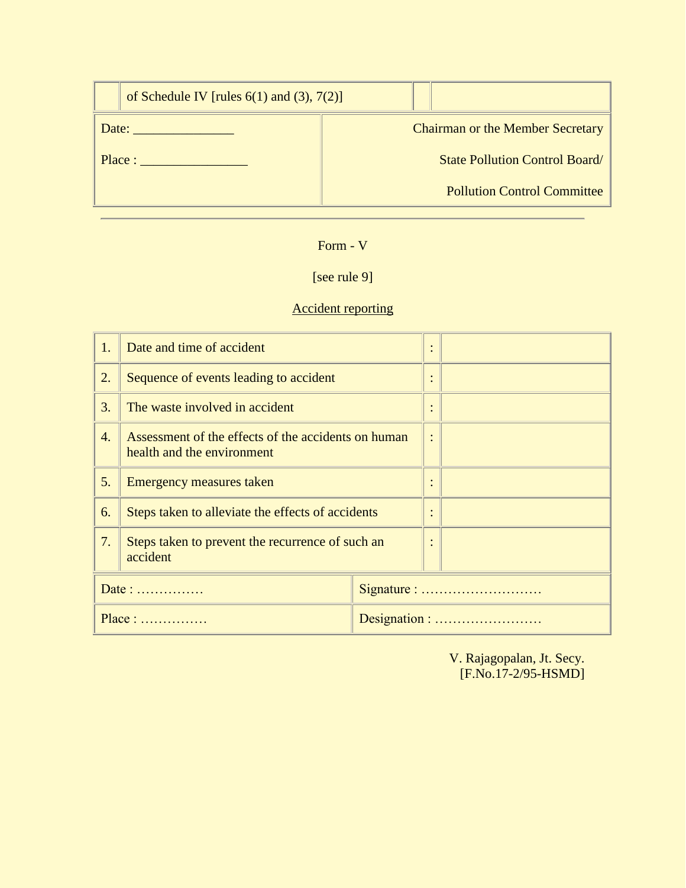| | | | |
|---|---|---|---|
| | of Schedule IV [rules 6(1) and (3), 7(2)] | | |

| | |
|---|---|
| Date: _______________ <br> Place : ________________ | Chairman or the Member Secretary <br> State Pollution Control Board/ <br> Pollution Control Committee |

---

Form - V

[see rule 9]

Accident reporting

| | | | |
|---|---|---|---|
| 1. | Date and time of accident | : | |
| 2. | Sequence of events leading to accident | : | |
| 3. | The waste involved in accident | : | |
| 4. | Assessment of the effects of the accidents on human health and the environment | : | |
| 5. | Emergency measures taken | : | |
| 6. | Steps taken to alleviate the effects of accidents | : | |
| 7. | Steps taken to prevent the recurrence of such an accident | : | |

| | |
|---|---|
| Date : …………… | Signature : ……………………… |
| Place : …………… | Designation : …………………… |

V. Rajagopalan, Jt. Secy.
[F.No.17-2/95-HSMD]